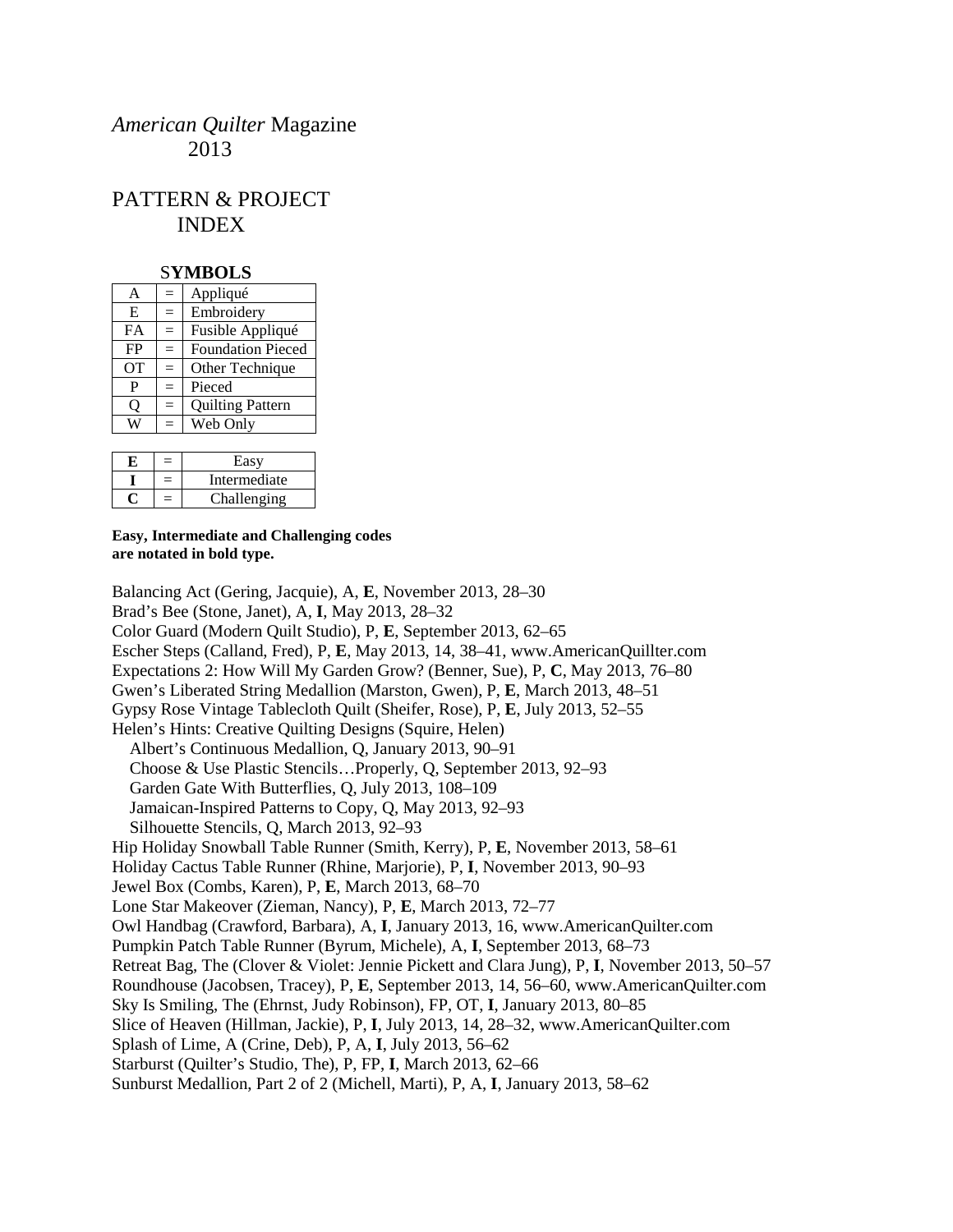# *American Quilter* Magazine 2013

## PATTERN & PROJECT INDEX

**SYMBOLS**

| | | |
|---|---|---|
| A | = | Appliqué |
| E | = | Embroidery |
| FA | = | Fusible Appliqué |
| FP | = | Foundation Pieced |
| OT | = | Other Technique |
| P | = | Pieced |
| Q | = | Quilting Pattern |
| W | = | Web Only |

| | | |
|---|---|---|
| **E** | = | Easy |
| **I** | = | Intermediate |
| **C** | = | Challenging |

**Easy, Intermediate and Challenging codes are notated in bold type.**

Balancing Act (Gering, Jacquie), A, **E**, November 2013, 28–30
Brad's Bee (Stone, Janet), A, **I**, May 2013, 28–32
Color Guard (Modern Quilt Studio), P, **E**, September 2013, 62–65
Escher Steps (Calland, Fred), P, **E**, May 2013, 14, 38–41, www.AmericanQuillter.com
Expectations 2: How Will My Garden Grow? (Benner, Sue), P, **C**, May 2013, 76–80
Gwen's Liberated String Medallion (Marston, Gwen), P, **E**, March 2013, 48–51
Gypsy Rose Vintage Tablecloth Quilt (Sheifer, Rose), P, **E**, July 2013, 52–55
Helen's Hints: Creative Quilting Designs (Squire, Helen)
  Albert's Continuous Medallion, Q, January 2013, 90–91
  Choose & Use Plastic Stencils…Properly, Q, September 2013, 92–93
  Garden Gate With Butterflies, Q, July 2013, 108–109
  Jamaican-Inspired Patterns to Copy, Q, May 2013, 92–93
  Silhouette Stencils, Q, March 2013, 92–93
Hip Holiday Snowball Table Runner (Smith, Kerry), P, **E**, November 2013, 58–61
Holiday Cactus Table Runner (Rhine, Marjorie), P, **I**, November 2013, 90–93
Jewel Box (Combs, Karen), P, **E**, March 2013, 68–70
Lone Star Makeover (Zieman, Nancy), P, **E**, March 2013, 72–77
Owl Handbag (Crawford, Barbara), A, **I**, January 2013, 16, www.AmericanQuilter.com
Pumpkin Patch Table Runner (Byrum, Michele), A, **I**, September 2013, 68–73
Retreat Bag, The (Clover & Violet: Jennie Pickett and Clara Jung), P, **I**, November 2013, 50–57
Roundhouse (Jacobsen, Tracey), P, **E**, September 2013, 14, 56–60, www.AmericanQuilter.com
Sky Is Smiling, The (Ehrnst, Judy Robinson), FP, OT, **I**, January 2013, 80–85
Slice of Heaven (Hillman, Jackie), P, **I**, July 2013, 14, 28–32, www.AmericanQuilter.com
Splash of Lime, A (Crine, Deb), P, A, **I**, July 2013, 56–62
Starburst (Quilter's Studio, The), P, FP, **I**, March 2013, 62–66
Sunburst Medallion, Part 2 of 2 (Michell, Marti), P, A, **I**, January 2013, 58–62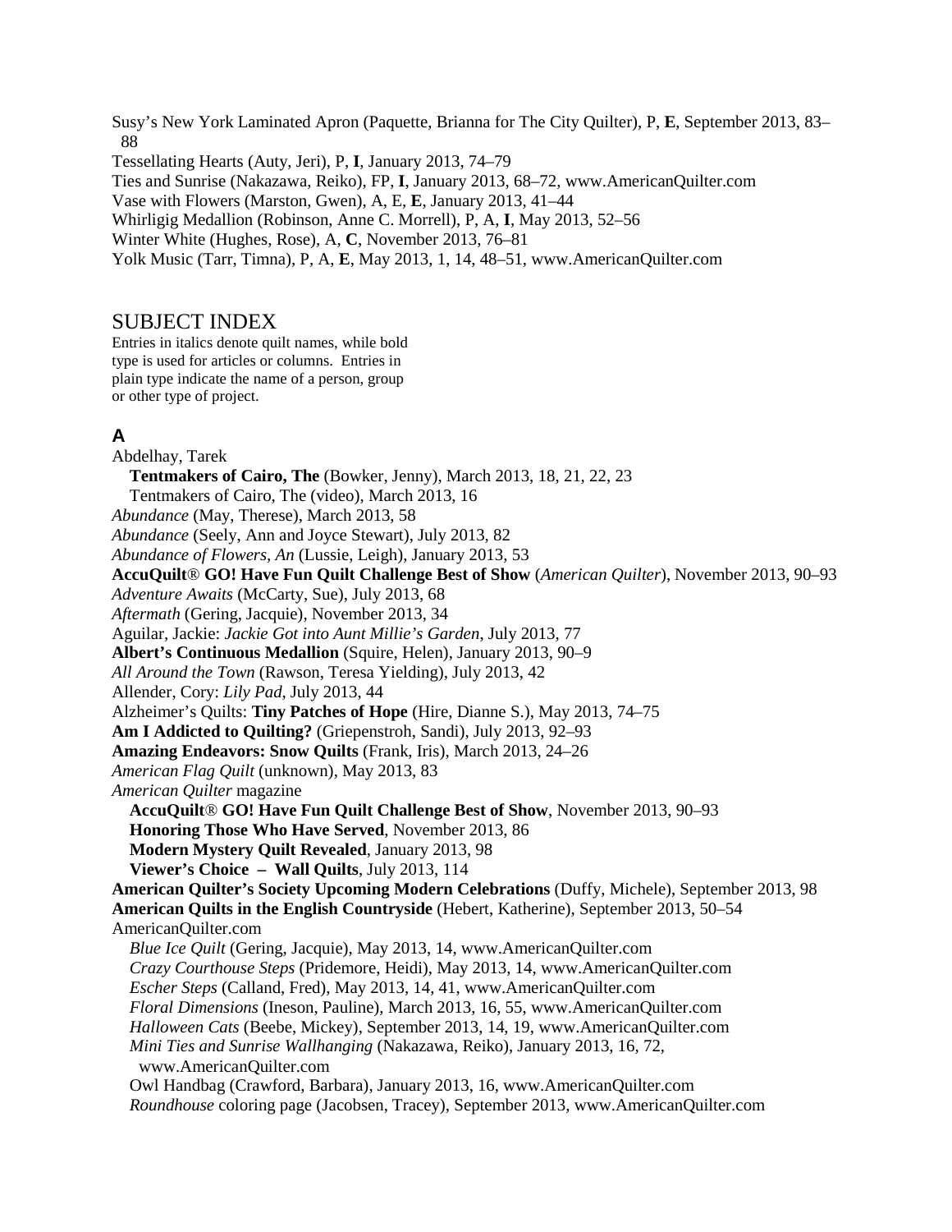Susy's New York Laminated Apron (Paquette, Brianna for The City Quilter), P, **E**, September 2013, 83–88

Tessellating Hearts (Auty, Jeri), P, **I**, January 2013, 74–79

Ties and Sunrise (Nakazawa, Reiko), FP, **I**, January 2013, 68–72, www.AmericanQuilter.com

Vase with Flowers (Marston, Gwen), A, E, **E**, January 2013, 41–44

Whirligig Medallion (Robinson, Anne C. Morrell), P, A, **I**, May 2013, 52–56

Winter White (Hughes, Rose), A, **C**, November 2013, 76–81

Yolk Music (Tarr, Timna), P, A, **E**, May 2013, 1, 14, 48–51, www.AmericanQuilter.com

## SUBJECT INDEX

Entries in italics denote quilt names, while bold type is used for articles or columns. Entries in plain type indicate the name of a person, group or other type of project.

### A

Abdelhay, Tarek
- **Tentmakers of Cairo, The** (Bowker, Jenny), March 2013, 18, 21, 22, 23
- Tentmakers of Cairo, The (video), March 2013, 16

*Abundance* (May, Therese), March 2013, 58

*Abundance* (Seely, Ann and Joyce Stewart), July 2013, 82

*Abundance of Flowers, An* (Lussie, Leigh), January 2013, 53

**AccuQuilt® GO! Have Fun Quilt Challenge Best of Show** (*American Quilter*), November 2013, 90–93

*Adventure Awaits* (McCarty, Sue), July 2013, 68

*Aftermath* (Gering, Jacquie), November 2013, 34

Aguilar, Jackie: *Jackie Got into Aunt Millie's Garden*, July 2013, 77

**Albert's Continuous Medallion** (Squire, Helen), January 2013, 90–9

*All Around the Town* (Rawson, Teresa Yielding), July 2013, 42

Allender, Cory: *Lily Pad*, July 2013, 44

Alzheimer's Quilts: **Tiny Patches of Hope** (Hire, Dianne S.), May 2013, 74–75

**Am I Addicted to Quilting?** (Griepenstroh, Sandi), July 2013, 92–93

**Amazing Endeavors: Snow Quilts** (Frank, Iris), March 2013, 24–26

*American Flag Quilt* (unknown), May 2013, 83

*American Quilter* magazine
- **AccuQuilt® GO! Have Fun Quilt Challenge Best of Show**, November 2013, 90–93
- **Honoring Those Who Have Served**, November 2013, 86
- **Modern Mystery Quilt Revealed**, January 2013, 98
- **Viewer's Choice – Wall Quilts**, July 2013, 114

**American Quilter's Society Upcoming Modern Celebrations** (Duffy, Michele), September 2013, 98

**American Quilts in the English Countryside** (Hebert, Katherine), September 2013, 50–54

AmericanQuilter.com
- *Blue Ice Quilt* (Gering, Jacquie), May 2013, 14, www.AmericanQuilter.com
- *Crazy Courthouse Steps* (Pridemore, Heidi), May 2013, 14, www.AmericanQuilter.com
- *Escher Steps* (Calland, Fred), May 2013, 14, 41, www.AmericanQuilter.com
- *Floral Dimensions* (Ineson, Pauline), March 2013, 16, 55, www.AmericanQuilter.com
- *Halloween Cats* (Beebe, Mickey), September 2013, 14, 19, www.AmericanQuilter.com
- *Mini Ties and Sunrise Wallhanging* (Nakazawa, Reiko), January 2013, 16, 72, www.AmericanQuilter.com
- Owl Handbag (Crawford, Barbara), January 2013, 16, www.AmericanQuilter.com
- *Roundhouse* coloring page (Jacobsen, Tracey), September 2013, www.AmericanQuilter.com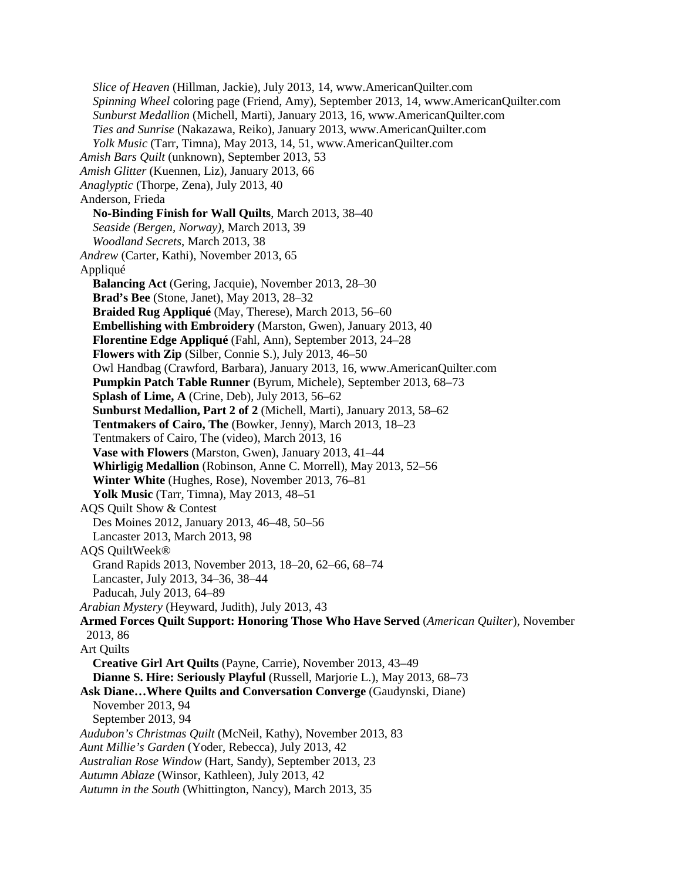*Slice of Heaven* (Hillman, Jackie), July 2013, 14, www.AmericanQuilter.com
*Spinning Wheel* coloring page (Friend, Amy), September 2013, 14, www.AmericanQuilter.com
*Sunburst Medallion* (Michell, Marti), January 2013, 16, www.AmericanQuilter.com
*Ties and Sunrise* (Nakazawa, Reiko), January 2013, www.AmericanQuilter.com
*Yolk Music* (Tarr, Timna), May 2013, 14, 51, www.AmericanQuilter.com

*Amish Bars Quilt* (unknown), September 2013, 53
*Amish Glitter* (Kuennen, Liz), January 2013, 66
*Anaglyptic* (Thorpe, Zena), July 2013, 40
Anderson, Frieda
**No-Binding Finish for Wall Quilts**, March 2013, 38–40
*Seaside (Bergen, Norway)*, March 2013, 39
*Woodland Secrets*, March 2013, 38

*Andrew* (Carter, Kathi), November 2013, 65
Appliqué
**Balancing Act** (Gering, Jacquie), November 2013, 28–30
**Brad's Bee** (Stone, Janet), May 2013, 28–32
**Braided Rug Appliqué** (May, Therese), March 2013, 56–60
**Embellishing with Embroidery** (Marston, Gwen), January 2013, 40
**Florentine Edge Appliqué** (Fahl, Ann), September 2013, 24–28
**Flowers with Zip** (Silber, Connie S.), July 2013, 46–50
Owl Handbag (Crawford, Barbara), January 2013, 16, www.AmericanQuilter.com
**Pumpkin Patch Table Runner** (Byrum, Michele), September 2013, 68–73
**Splash of Lime, A** (Crine, Deb), July 2013, 56–62
**Sunburst Medallion, Part 2 of 2** (Michell, Marti), January 2013, 58–62
**Tentmakers of Cairo, The** (Bowker, Jenny), March 2013, 18–23
Tentmakers of Cairo, The (video), March 2013, 16
**Vase with Flowers** (Marston, Gwen), January 2013, 41–44
**Whirligig Medallion** (Robinson, Anne C. Morrell), May 2013, 52–56
**Winter White** (Hughes, Rose), November 2013, 76–81
**Yolk Music** (Tarr, Timna), May 2013, 48–51

AQS Quilt Show & Contest
Des Moines 2012, January 2013, 46–48, 50–56
Lancaster 2013, March 2013, 98

AQS QuiltWeek®
Grand Rapids 2013, November 2013, 18–20, 62–66, 68–74
Lancaster, July 2013, 34–36, 38–44
Paducah, July 2013, 64–89

*Arabian Mystery* (Heyward, Judith), July 2013, 43
**Armed Forces Quilt Support: Honoring Those Who Have Served** (*American Quilter*), November 2013, 86
Art Quilts
**Creative Girl Art Quilts** (Payne, Carrie), November 2013, 43–49
**Dianne S. Hire: Seriously Playful** (Russell, Marjorie L.), May 2013, 68–73

**Ask Diane…Where Quilts and Conversation Converge** (Gaudynski, Diane)
November 2013, 94
September 2013, 94

*Audubon's Christmas Quilt* (McNeil, Kathy), November 2013, 83
*Aunt Millie's Garden* (Yoder, Rebecca), July 2013, 42
*Australian Rose Window* (Hart, Sandy), September 2013, 23
*Autumn Ablaze* (Winsor, Kathleen), July 2013, 42
*Autumn in the South* (Whittington, Nancy), March 2013, 35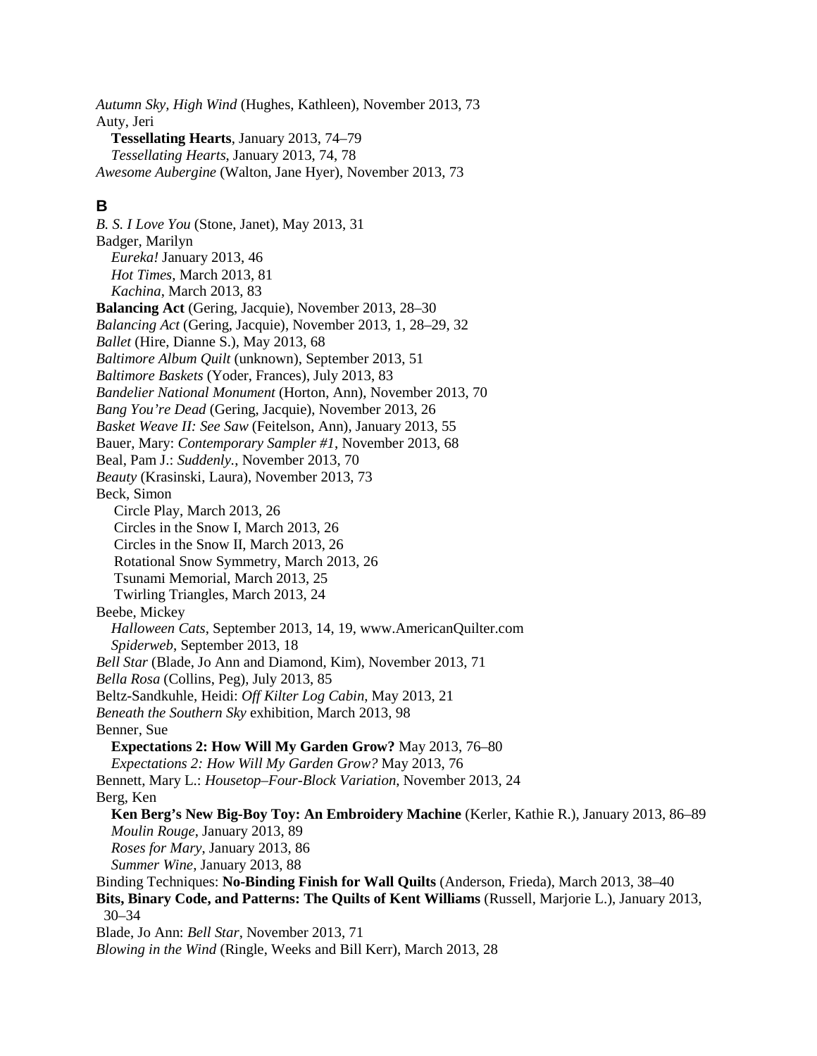*Autumn Sky, High Wind* (Hughes, Kathleen), November 2013, 73
Auty, Jeri
  **Tessellating Hearts**, January 2013, 74–79
  *Tessellating Hearts*, January 2013, 74, 78
*Awesome Aubergine* (Walton, Jane Hyer), November 2013, 73

## B

*B. S. I Love You* (Stone, Janet), May 2013, 31
Badger, Marilyn
  *Eureka!* January 2013, 46
  *Hot Times*, March 2013, 81
  *Kachina*, March 2013, 83
**Balancing Act** (Gering, Jacquie), November 2013, 28–30
*Balancing Act* (Gering, Jacquie), November 2013, 1, 28–29, 32
*Ballet* (Hire, Dianne S.), May 2013, 68
*Baltimore Album Quilt* (unknown), September 2013, 51
*Baltimore Baskets* (Yoder, Frances), July 2013, 83
*Bandelier National Monument* (Horton, Ann), November 2013, 70
*Bang You're Dead* (Gering, Jacquie), November 2013, 26
*Basket Weave II: See Saw* (Feitelson, Ann), January 2013, 55
Bauer, Mary: *Contemporary Sampler #1*, November 2013, 68
Beal, Pam J.: *Suddenly.*, November 2013, 70
*Beauty* (Krasinski, Laura), November 2013, 73
Beck, Simon
  Circle Play, March 2013, 26
  Circles in the Snow I, March 2013, 26
  Circles in the Snow II, March 2013, 26
  Rotational Snow Symmetry, March 2013, 26
  Tsunami Memorial, March 2013, 25
  Twirling Triangles, March 2013, 24
Beebe, Mickey
  *Halloween Cats*, September 2013, 14, 19, www.AmericanQuilter.com
  *Spiderweb*, September 2013, 18
*Bell Star* (Blade, Jo Ann and Diamond, Kim), November 2013, 71
*Bella Rosa* (Collins, Peg), July 2013, 85
Beltz-Sandkuhle, Heidi: *Off Kilter Log Cabin*, May 2013, 21
*Beneath the Southern Sky* exhibition, March 2013, 98
Benner, Sue
  **Expectations 2: How Will My Garden Grow?** May 2013, 76–80
  *Expectations 2: How Will My Garden Grow?* May 2013, 76
Bennett, Mary L.: *Housetop–Four-Block Variation*, November 2013, 24
Berg, Ken
  **Ken Berg's New Big-Boy Toy: An Embroidery Machine** (Kerler, Kathie R.), January 2013, 86–89
  *Moulin Rouge*, January 2013, 89
  *Roses for Mary*, January 2013, 86
  *Summer Wine*, January 2013, 88
Binding Techniques: **No-Binding Finish for Wall Quilts** (Anderson, Frieda), March 2013, 38–40
**Bits, Binary Code, and Patterns: The Quilts of Kent Williams** (Russell, Marjorie L.), January 2013, 30–34
Blade, Jo Ann: *Bell Star*, November 2013, 71
*Blowing in the Wind* (Ringle, Weeks and Bill Kerr), March 2013, 28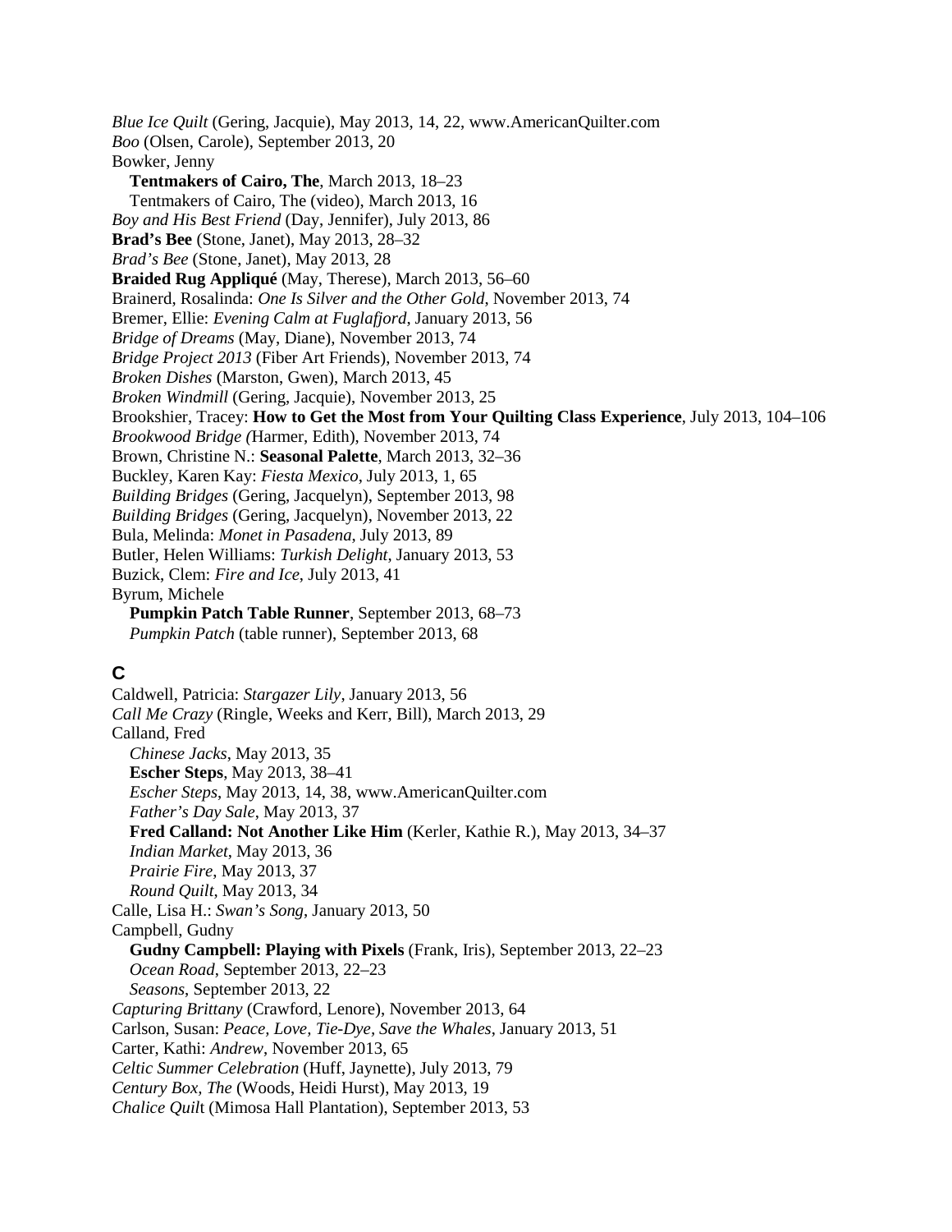*Blue Ice Quilt* (Gering, Jacquie), May 2013, 14, 22, www.AmericanQuilter.com
*Boo* (Olsen, Carole), September 2013, 20
Bowker, Jenny
  **Tentmakers of Cairo, The**, March 2013, 18–23
  Tentmakers of Cairo, The (video), March 2013, 16
*Boy and His Best Friend* (Day, Jennifer), July 2013, 86
**Brad's Bee** (Stone, Janet), May 2013, 28–32
*Brad's Bee* (Stone, Janet), May 2013, 28
**Braided Rug Appliqué** (May, Therese), March 2013, 56–60
Brainerd, Rosalinda: *One Is Silver and the Other Gold*, November 2013, 74
Bremer, Ellie: *Evening Calm at Fuglafjord*, January 2013, 56
*Bridge of Dreams* (May, Diane), November 2013, 74
*Bridge Project 2013* (Fiber Art Friends), November 2013, 74
*Broken Dishes* (Marston, Gwen), March 2013, 45
*Broken Windmill* (Gering, Jacquie), November 2013, 25
Brookshier, Tracey: **How to Get the Most from Your Quilting Class Experience**, July 2013, 104–106
*Brookwood Bridge (*Harmer, Edith), November 2013, 74
Brown, Christine N.: **Seasonal Palette**, March 2013, 32–36
Buckley, Karen Kay: *Fiesta Mexico*, July 2013, 1, 65
*Building Bridges* (Gering, Jacquelyn), September 2013, 98
*Building Bridges* (Gering, Jacquelyn), November 2013, 22
Bula, Melinda: *Monet in Pasadena*, July 2013, 89
Butler, Helen Williams: *Turkish Delight*, January 2013, 53
Buzick, Clem: *Fire and Ice*, July 2013, 41
Byrum, Michele
  **Pumpkin Patch Table Runner**, September 2013, 68–73
  *Pumpkin Patch* (table runner), September 2013, 68

## C

Caldwell, Patricia: *Stargazer Lily*, January 2013, 56
*Call Me Crazy* (Ringle, Weeks and Kerr, Bill), March 2013, 29
Calland, Fred
  *Chinese Jacks*, May 2013, 35
  **Escher Steps**, May 2013, 38–41
  *Escher Steps*, May 2013, 14, 38, www.AmericanQuilter.com
  *Father's Day Sale*, May 2013, 37
  **Fred Calland: Not Another Like Him** (Kerler, Kathie R.), May 2013, 34–37
  *Indian Market*, May 2013, 36
  *Prairie Fire*, May 2013, 37
  *Round Quilt*, May 2013, 34
Calle, Lisa H.: *Swan's Song*, January 2013, 50
Campbell, Gudny
  **Gudny Campbell: Playing with Pixels** (Frank, Iris), September 2013, 22–23
  *Ocean Road*, September 2013, 22–23
  *Seasons*, September 2013, 22
*Capturing Brittany* (Crawford, Lenore), November 2013, 64
Carlson, Susan: *Peace, Love, Tie-Dye, Save the Whales*, January 2013, 51
Carter, Kathi: *Andrew*, November 2013, 65
*Celtic Summer Celebration* (Huff, Jaynette), July 2013, 79
*Century Box, The* (Woods, Heidi Hurst), May 2013, 19
*Chalice Quil*t (Mimosa Hall Plantation), September 2013, 53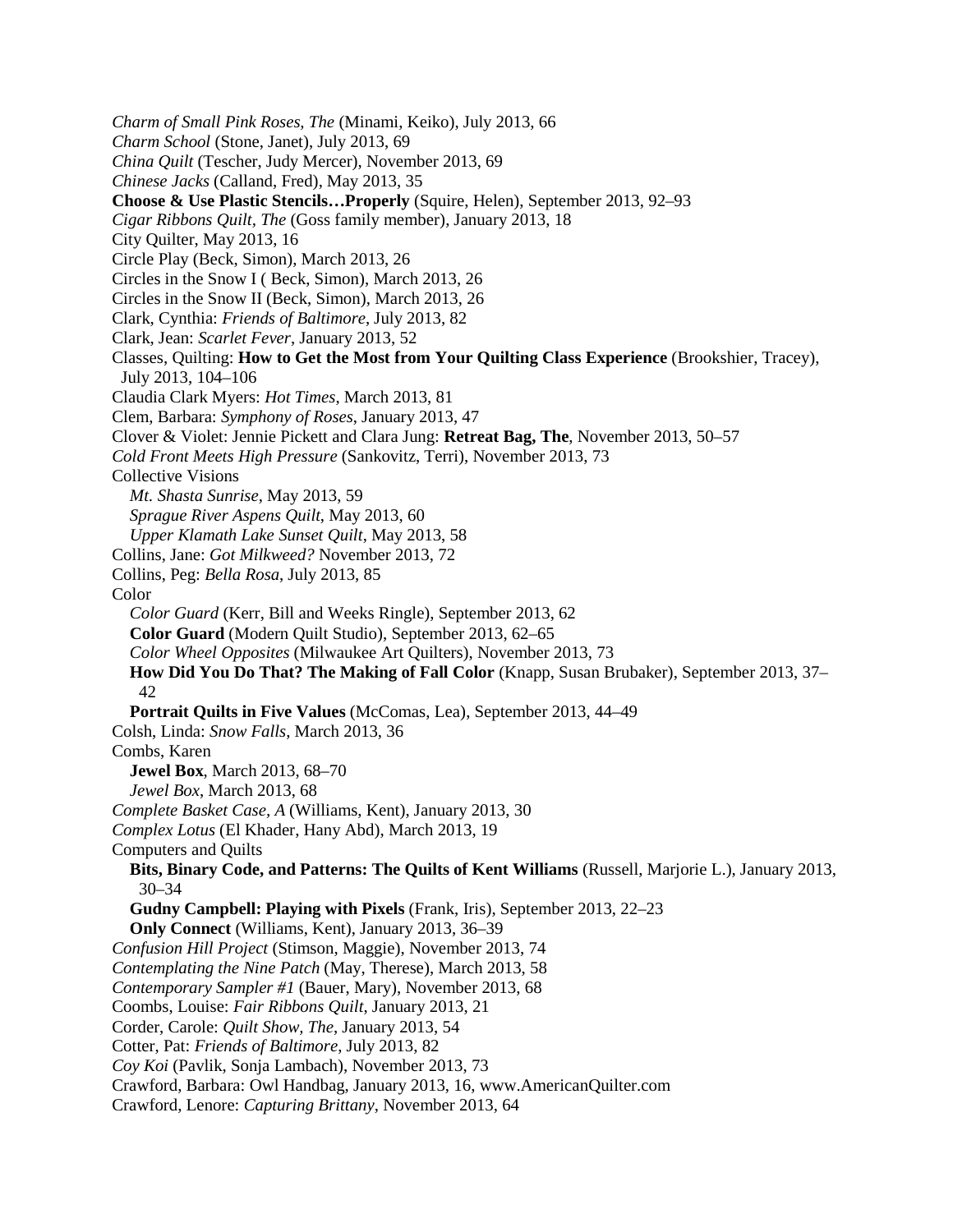*Charm of Small Pink Roses, The* (Minami, Keiko), July 2013, 66
*Charm School* (Stone, Janet), July 2013, 69
*China Quilt* (Tescher, Judy Mercer), November 2013, 69
*Chinese Jacks* (Calland, Fred), May 2013, 35
**Choose & Use Plastic Stencils…Properly** (Squire, Helen), September 2013, 92–93
*Cigar Ribbons Quilt, The* (Goss family member), January 2013, 18
City Quilter, May 2013, 16
Circle Play (Beck, Simon), March 2013, 26
Circles in the Snow I ( Beck, Simon), March 2013, 26
Circles in the Snow II (Beck, Simon), March 2013, 26
Clark, Cynthia: *Friends of Baltimore*, July 2013, 82
Clark, Jean: *Scarlet Fever*, January 2013, 52
Classes, Quilting: **How to Get the Most from Your Quilting Class Experience** (Brookshier, Tracey), July 2013, 104–106
Claudia Clark Myers: *Hot Times*, March 2013, 81
Clem, Barbara: *Symphony of Roses*, January 2013, 47
Clover & Violet: Jennie Pickett and Clara Jung: **Retreat Bag, The**, November 2013, 50–57
*Cold Front Meets High Pressure* (Sankovitz, Terri), November 2013, 73
Collective Visions
  *Mt. Shasta Sunrise*, May 2013, 59
  *Sprague River Aspens Quilt*, May 2013, 60
  *Upper Klamath Lake Sunset Quilt*, May 2013, 58
Collins, Jane: *Got Milkweed?* November 2013, 72
Collins, Peg: *Bella Rosa*, July 2013, 85
Color
  *Color Guard* (Kerr, Bill and Weeks Ringle), September 2013, 62
  **Color Guard** (Modern Quilt Studio), September 2013, 62–65
  *Color Wheel Opposites* (Milwaukee Art Quilters), November 2013, 73
  **How Did You Do That? The Making of Fall Color** (Knapp, Susan Brubaker), September 2013, 37–42
  **Portrait Quilts in Five Values** (McComas, Lea), September 2013, 44–49
Colsh, Linda: *Snow Falls*, March 2013, 36
Combs, Karen
  **Jewel Box**, March 2013, 68–70
  *Jewel Box*, March 2013, 68
*Complete Basket Case, A* (Williams, Kent), January 2013, 30
*Complex Lotus* (El Khader, Hany Abd), March 2013, 19
Computers and Quilts
  **Bits, Binary Code, and Patterns: The Quilts of Kent Williams** (Russell, Marjorie L.), January 2013, 30–34
  **Gudny Campbell: Playing with Pixels** (Frank, Iris), September 2013, 22–23
  **Only Connect** (Williams, Kent), January 2013, 36–39
*Confusion Hill Project* (Stimson, Maggie), November 2013, 74
*Contemplating the Nine Patch* (May, Therese), March 2013, 58
*Contemporary Sampler #1* (Bauer, Mary), November 2013, 68
Coombs, Louise: *Fair Ribbons Quilt*, January 2013, 21
Corder, Carole: *Quilt Show, The*, January 2013, 54
Cotter, Pat: *Friends of Baltimore*, July 2013, 82
*Coy Koi* (Pavlik, Sonja Lambach), November 2013, 73
Crawford, Barbara: Owl Handbag, January 2013, 16, www.AmericanQuilter.com
Crawford, Lenore: *Capturing Brittany*, November 2013, 64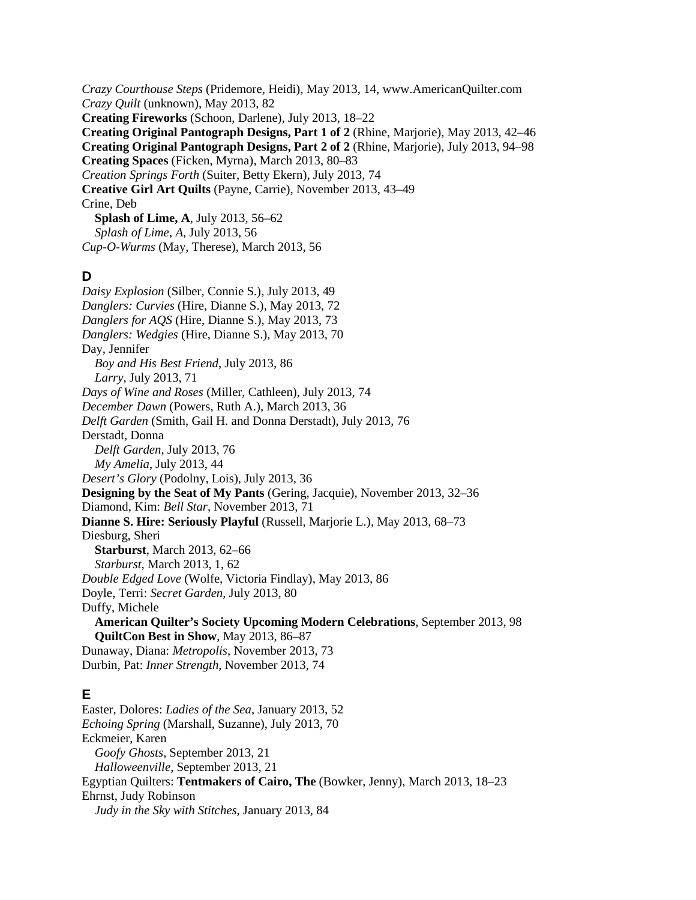*Crazy Courthouse Steps* (Pridemore, Heidi), May 2013, 14, www.AmericanQuilter.com
*Crazy Quilt* (unknown), May 2013, 82
**Creating Fireworks** (Schoon, Darlene), July 2013, 18–22
**Creating Original Pantograph Designs, Part 1 of 2** (Rhine, Marjorie), May 2013, 42–46
**Creating Original Pantograph Designs, Part 2 of 2** (Rhine, Marjorie), July 2013, 94–98
**Creating Spaces** (Ficken, Myrna), March 2013, 80–83
*Creation Springs Forth* (Suiter, Betty Ekern), July 2013, 74
**Creative Girl Art Quilts** (Payne, Carrie), November 2013, 43–49
Crine, Deb
  **Splash of Lime, A**, July 2013, 56–62
  *Splash of Lime, A*, July 2013, 56
*Cup-O-Wurms* (May, Therese), March 2013, 56

## D

*Daisy Explosion* (Silber, Connie S.), July 2013, 49
*Danglers: Curvies* (Hire, Dianne S.), May 2013, 72
*Danglers for AQS* (Hire, Dianne S.), May 2013, 73
*Danglers: Wedgies* (Hire, Dianne S.), May 2013, 70
Day, Jennifer
  *Boy and His Best Friend*, July 2013, 86
  *Larry*, July 2013, 71
*Days of Wine and Roses* (Miller, Cathleen), July 2013, 74
*December Dawn* (Powers, Ruth A.), March 2013, 36
*Delft Garden* (Smith, Gail H. and Donna Derstadt), July 2013, 76
Derstadt, Donna
  *Delft Garden*, July 2013, 76
  *My Amelia*, July 2013, 44
*Desert's Glory* (Podolny, Lois), July 2013, 36
**Designing by the Seat of My Pants** (Gering, Jacquie), November 2013, 32–36
Diamond, Kim: *Bell Star*, November 2013, 71
**Dianne S. Hire: Seriously Playful** (Russell, Marjorie L.), May 2013, 68–73
Diesburg, Sheri
  **Starburst**, March 2013, 62–66
  *Starburst*, March 2013, 1, 62
*Double Edged Love* (Wolfe, Victoria Findlay), May 2013, 86
Doyle, Terri: *Secret Garden*, July 2013, 80
Duffy, Michele
  **American Quilter's Society Upcoming Modern Celebrations**, September 2013, 98
  **QuiltCon Best in Show**, May 2013, 86–87
Dunaway, Diana: *Metropolis*, November 2013, 73
Durbin, Pat: *Inner Strength*, November 2013, 74

## E

Easter, Dolores: *Ladies of the Sea*, January 2013, 52
*Echoing Spring* (Marshall, Suzanne), July 2013, 70
Eckmeier, Karen
  *Goofy Ghosts*, September 2013, 21
  *Halloweenville*, September 2013, 21
Egyptian Quilters: **Tentmakers of Cairo, The** (Bowker, Jenny), March 2013, 18–23
Ehrnst, Judy Robinson
  *Judy in the Sky with Stitches*, January 2013, 84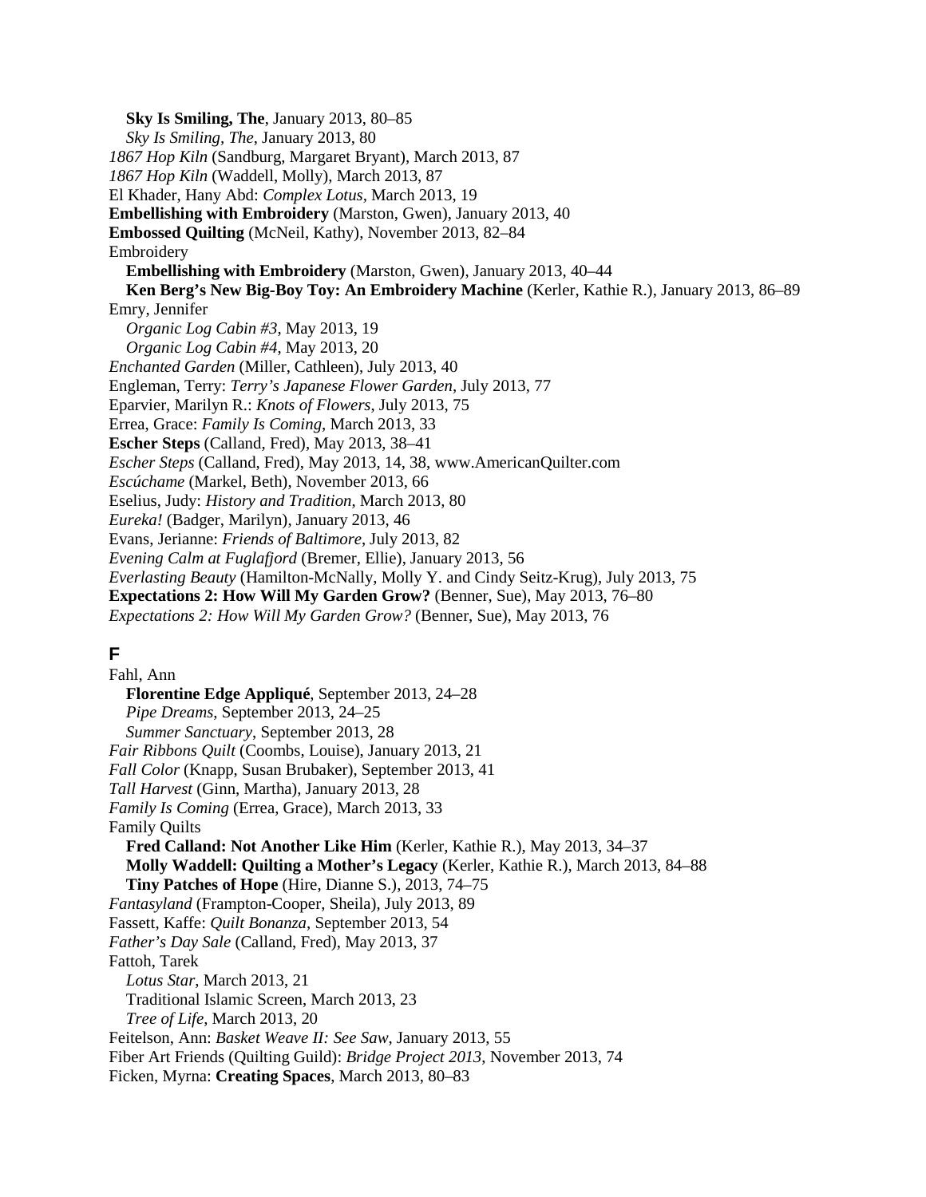**Sky Is Smiling, The**, January 2013, 80–85
*Sky Is Smiling, The*, January 2013, 80
*1867 Hop Kiln* (Sandburg, Margaret Bryant), March 2013, 87
*1867 Hop Kiln* (Waddell, Molly), March 2013, 87
El Khader, Hany Abd: *Complex Lotus*, March 2013, 19
**Embellishing with Embroidery** (Marston, Gwen), January 2013, 40
**Embossed Quilting** (McNeil, Kathy), November 2013, 82–84
Embroidery
**Embellishing with Embroidery** (Marston, Gwen), January 2013, 40–44
**Ken Berg's New Big-Boy Toy: An Embroidery Machine** (Kerler, Kathie R.), January 2013, 86–89
Emry, Jennifer
*Organic Log Cabin #3*, May 2013, 19
*Organic Log Cabin #4*, May 2013, 20
*Enchanted Garden* (Miller, Cathleen), July 2013, 40
Engleman, Terry: *Terry's Japanese Flower Garden*, July 2013, 77
Eparvier, Marilyn R.: *Knots of Flowers*, July 2013, 75
Errea, Grace: *Family Is Coming*, March 2013, 33
**Escher Steps** (Calland, Fred), May 2013, 38–41
*Escher Steps* (Calland, Fred), May 2013, 14, 38, www.AmericanQuilter.com
*Escúchame* (Markel, Beth), November 2013, 66
Eselius, Judy: *History and Tradition*, March 2013, 80
*Eureka!* (Badger, Marilyn), January 2013, 46
Evans, Jerianne: *Friends of Baltimore*, July 2013, 82
*Evening Calm at Fuglafjord* (Bremer, Ellie), January 2013, 56
*Everlasting Beauty* (Hamilton-McNally, Molly Y. and Cindy Seitz-Krug), July 2013, 75
**Expectations 2: How Will My Garden Grow?** (Benner, Sue), May 2013, 76–80
*Expectations 2: How Will My Garden Grow?* (Benner, Sue), May 2013, 76

## F

Fahl, Ann
**Florentine Edge Appliqué**, September 2013, 24–28
*Pipe Dreams*, September 2013, 24–25
*Summer Sanctuary*, September 2013, 28
*Fair Ribbons Quilt* (Coombs, Louise), January 2013, 21
*Fall Color* (Knapp, Susan Brubaker), September 2013, 41
*Tall Harvest* (Ginn, Martha), January 2013, 28
*Family Is Coming* (Errea, Grace), March 2013, 33
Family Quilts
**Fred Calland: Not Another Like Him** (Kerler, Kathie R.), May 2013, 34–37
**Molly Waddell: Quilting a Mother's Legacy** (Kerler, Kathie R.), March 2013, 84–88
**Tiny Patches of Hope** (Hire, Dianne S.), 2013, 74–75
*Fantasyland* (Frampton-Cooper, Sheila), July 2013, 89
Fassett, Kaffe: *Quilt Bonanza*, September 2013, 54
*Father's Day Sale* (Calland, Fred), May 2013, 37
Fattoh, Tarek
*Lotus Star*, March 2013, 21
Traditional Islamic Screen, March 2013, 23
*Tree of Life*, March 2013, 20
Feitelson, Ann: *Basket Weave II: See Saw*, January 2013, 55
Fiber Art Friends (Quilting Guild): *Bridge Project 2013*, November 2013, 74
Ficken, Myrna: **Creating Spaces**, March 2013, 80–83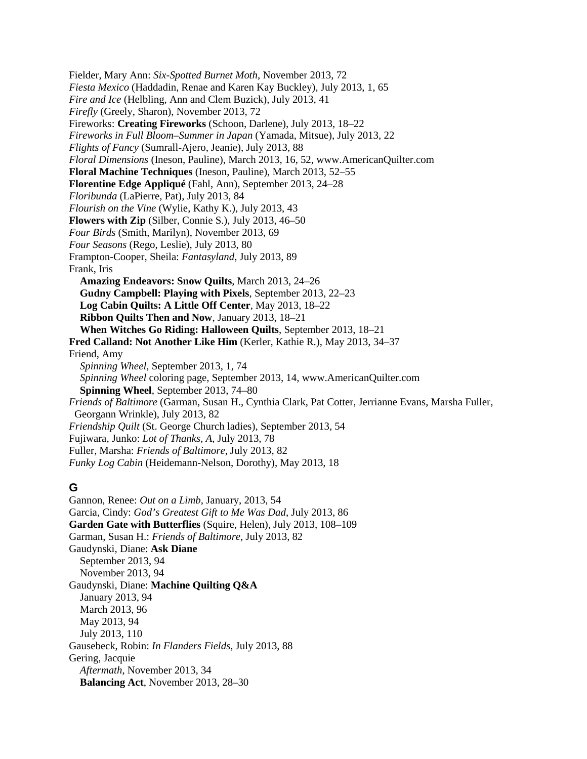Fielder, Mary Ann: *Six-Spotted Burnet Moth*, November 2013, 72
*Fiesta Mexico* (Haddadin, Renae and Karen Kay Buckley), July 2013, 1, 65
*Fire and Ice* (Helbling, Ann and Clem Buzick), July 2013, 41
*Firefly* (Greely, Sharon), November 2013, 72
Fireworks: **Creating Fireworks** (Schoon, Darlene), July 2013, 18–22
*Fireworks in Full Bloom–Summer in Japan* (Yamada, Mitsue), July 2013, 22
*Flights of Fancy* (Sumrall-Ajero, Jeanie), July 2013, 88
*Floral Dimensions* (Ineson, Pauline), March 2013, 16, 52, www.AmericanQuilter.com
**Floral Machine Techniques** (Ineson, Pauline), March 2013, 52–55
**Florentine Edge Appliqué** (Fahl, Ann), September 2013, 24–28
*Floribunda* (LaPierre, Pat), July 2013, 84
*Flourish on the Vine* (Wylie, Kathy K.), July 2013, 43
**Flowers with Zip** (Silber, Connie S.), July 2013, 46–50
*Four Birds* (Smith, Marilyn), November 2013, 69
*Four Seasons* (Rego, Leslie), July 2013, 80
Frampton-Cooper, Sheila: *Fantasyland*, July 2013, 89
Frank, Iris
  **Amazing Endeavors: Snow Quilts**, March 2013, 24–26
  **Gudny Campbell: Playing with Pixels**, September 2013, 22–23
  **Log Cabin Quilts: A Little Off Center**, May 2013, 18–22
  **Ribbon Quilts Then and Now**, January 2013, 18–21
  **When Witches Go Riding: Halloween Quilts**, September 2013, 18–21
**Fred Calland: Not Another Like Him** (Kerler, Kathie R.), May 2013, 34–37
Friend, Amy
  *Spinning Wheel*, September 2013, 1, 74
  *Spinning Wheel* coloring page, September 2013, 14, www.AmericanQuilter.com
  **Spinning Wheel**, September 2013, 74–80
*Friends of Baltimore* (Garman, Susan H., Cynthia Clark, Pat Cotter, Jerrianne Evans, Marsha Fuller, Georgann Wrinkle), July 2013, 82
*Friendship Quilt* (St. George Church ladies), September 2013, 54
Fujiwara, Junko: *Lot of Thanks, A*, July 2013, 78
Fuller, Marsha: *Friends of Baltimore*, July 2013, 82
*Funky Log Cabin* (Heidemann-Nelson, Dorothy), May 2013, 18

## G

Gannon, Renee: *Out on a Limb*, January, 2013, 54
Garcia, Cindy: *God's Greatest Gift to Me Was Dad*, July 2013, 86
**Garden Gate with Butterflies** (Squire, Helen), July 2013, 108–109
Garman, Susan H.: *Friends of Baltimore*, July 2013, 82
Gaudynski, Diane: **Ask Diane**
  September 2013, 94
  November 2013, 94
Gaudynski, Diane: **Machine Quilting Q&A**
  January 2013, 94
  March 2013, 96
  May 2013, 94
  July 2013, 110
Gausebeck, Robin: *In Flanders Fields*, July 2013, 88
Gering, Jacquie
  *Aftermath*, November 2013, 34
  **Balancing Act**, November 2013, 28–30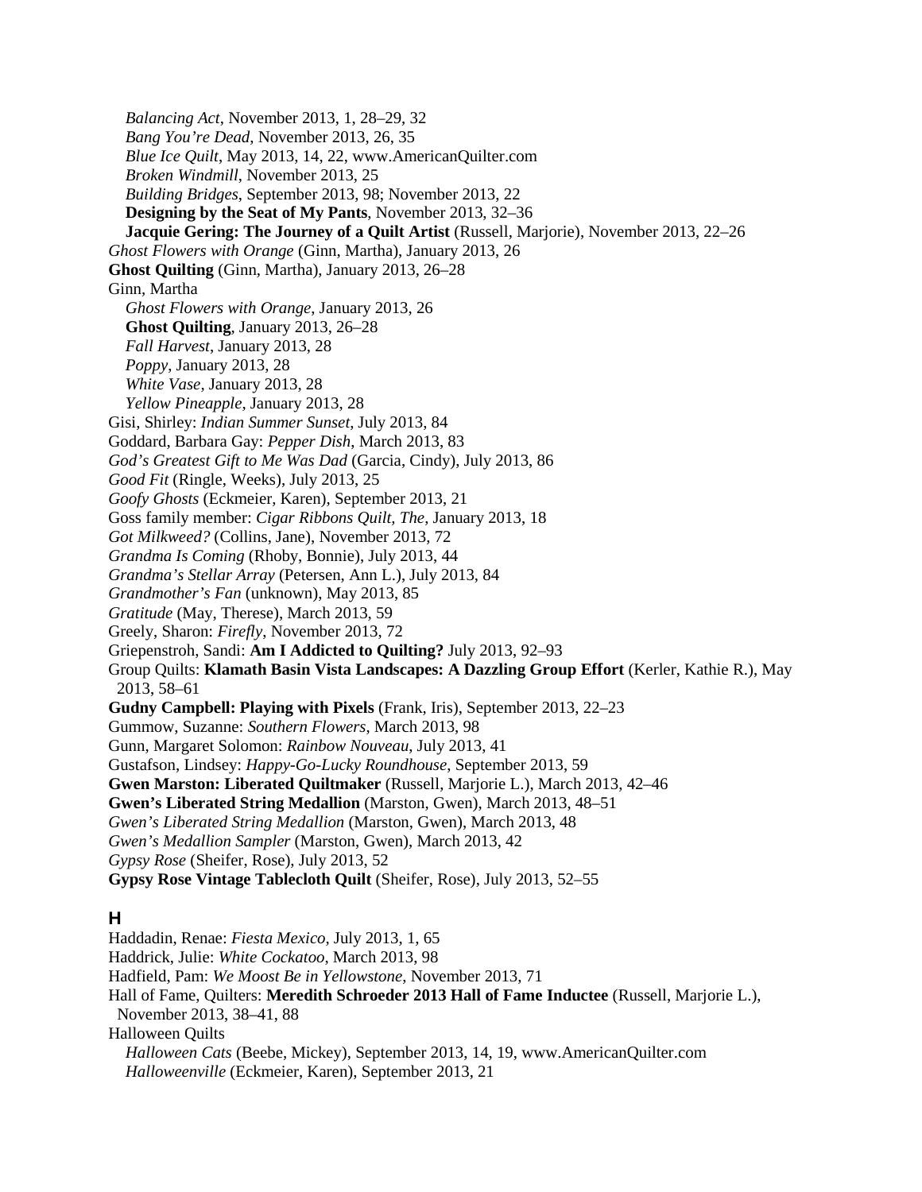*Balancing Act*, November 2013, 1, 28–29, 32
*Bang You're Dead*, November 2013, 26, 35
*Blue Ice Quilt*, May 2013, 14, 22, www.AmericanQuilter.com
*Broken Windmill*, November 2013, 25
*Building Bridges*, September 2013, 98; November 2013, 22
**Designing by the Seat of My Pants**, November 2013, 32–36
**Jacquie Gering: The Journey of a Quilt Artist** (Russell, Marjorie), November 2013, 22–26

*Ghost Flowers with Orange* (Ginn, Martha), January 2013, 26
**Ghost Quilting** (Ginn, Martha), January 2013, 26–28
Ginn, Martha
*Ghost Flowers with Orange*, January 2013, 26
**Ghost Quilting**, January 2013, 26–28
*Fall Harvest*, January 2013, 28
*Poppy*, January 2013, 28
*White Vase*, January 2013, 28
*Yellow Pineapple*, January 2013, 28

Gisi, Shirley: *Indian Summer Sunset*, July 2013, 84
Goddard, Barbara Gay: *Pepper Dish*, March 2013, 83
*God's Greatest Gift to Me Was Dad* (Garcia, Cindy), July 2013, 86
*Good Fit* (Ringle, Weeks), July 2013, 25
*Goofy Ghosts* (Eckmeier, Karen), September 2013, 21
Goss family member: *Cigar Ribbons Quilt, The*, January 2013, 18
*Got Milkweed?* (Collins, Jane), November 2013, 72
*Grandma Is Coming* (Rhoby, Bonnie), July 2013, 44
*Grandma's Stellar Array* (Petersen, Ann L.), July 2013, 84
*Grandmother's Fan* (unknown), May 2013, 85
*Gratitude* (May, Therese), March 2013, 59
Greely, Sharon: *Firefly*, November 2013, 72
Griepenstroh, Sandi: **Am I Addicted to Quilting?** July 2013, 92–93
Group Quilts: **Klamath Basin Vista Landscapes: A Dazzling Group Effort** (Kerler, Kathie R.), May 2013, 58–61
**Gudny Campbell: Playing with Pixels** (Frank, Iris), September 2013, 22–23
Gummow, Suzanne: *Southern Flowers*, March 2013, 98
Gunn, Margaret Solomon: *Rainbow Nouveau*, July 2013, 41
Gustafson, Lindsey: *Happy-Go-Lucky Roundhouse*, September 2013, 59
**Gwen Marston: Liberated Quiltmaker** (Russell, Marjorie L.), March 2013, 42–46
**Gwen's Liberated String Medallion** (Marston, Gwen), March 2013, 48–51
*Gwen's Liberated String Medallion* (Marston, Gwen), March 2013, 48
*Gwen's Medallion Sampler* (Marston, Gwen), March 2013, 42
*Gypsy Rose* (Sheifer, Rose), July 2013, 52
**Gypsy Rose Vintage Tablecloth Quilt** (Sheifer, Rose), July 2013, 52–55

## H

Haddadin, Renae: *Fiesta Mexico*, July 2013, 1, 65
Haddrick, Julie: *White Cockatoo*, March 2013, 98
Hadfield, Pam: *We Moost Be in Yellowstone*, November 2013, 71
Hall of Fame, Quilters: **Meredith Schroeder 2013 Hall of Fame Inductee** (Russell, Marjorie L.), November 2013, 38–41, 88
Halloween Quilts
*Halloween Cats* (Beebe, Mickey), September 2013, 14, 19, www.AmericanQuilter.com
*Halloweenville* (Eckmeier, Karen), September 2013, 21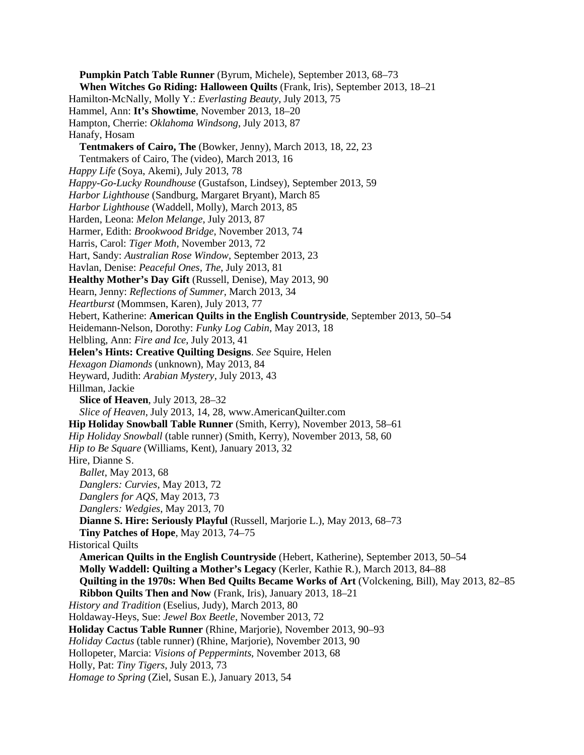**Pumpkin Patch Table Runner** (Byrum, Michele), September 2013, 68–73
**When Witches Go Riding: Halloween Quilts** (Frank, Iris), September 2013, 18–21
Hamilton-McNally, Molly Y.: *Everlasting Beauty*, July 2013, 75
Hammel, Ann: **It's Showtime**, November 2013, 18–20
Hampton, Cherrie: *Oklahoma Windsong*, July 2013, 87
Hanafy, Hosam
**Tentmakers of Cairo, The** (Bowker, Jenny), March 2013, 18, 22, 23
Tentmakers of Cairo, The (video), March 2013, 16
*Happy Life* (Soya, Akemi), July 2013, 78
*Happy-Go-Lucky Roundhouse* (Gustafson, Lindsey), September 2013, 59
*Harbor Lighthouse* (Sandburg, Margaret Bryant), March 85
*Harbor Lighthouse* (Waddell, Molly), March 2013, 85
Harden, Leona: *Melon Melange*, July 2013, 87
Harmer, Edith: *Brookwood Bridge*, November 2013, 74
Harris, Carol: *Tiger Moth*, November 2013, 72
Hart, Sandy: *Australian Rose Window*, September 2013, 23
Havlan, Denise: *Peaceful Ones, The*, July 2013, 81
**Healthy Mother's Day Gift** (Russell, Denise), May 2013, 90
Hearn, Jenny: *Reflections of Summer*, March 2013, 34
*Heartburst* (Mommsen, Karen), July 2013, 77
Hebert, Katherine: **American Quilts in the English Countryside**, September 2013, 50–54
Heidemann-Nelson, Dorothy: *Funky Log Cabin*, May 2013, 18
Helbling, Ann: *Fire and Ice*, July 2013, 41
**Helen's Hints: Creative Quilting Designs**. *See* Squire, Helen
*Hexagon Diamonds* (unknown), May 2013, 84
Heyward, Judith: *Arabian Mystery*, July 2013, 43
Hillman, Jackie
**Slice of Heaven**, July 2013, 28–32
*Slice of Heaven*, July 2013, 14, 28, www.AmericanQuilter.com
**Hip Holiday Snowball Table Runner** (Smith, Kerry), November 2013, 58–61
*Hip Holiday Snowball* (table runner) (Smith, Kerry), November 2013, 58, 60
*Hip to Be Square* (Williams, Kent), January 2013, 32
Hire, Dianne S.
*Ballet*, May 2013, 68
*Danglers: Curvies*, May 2013, 72
*Danglers for AQS*, May 2013, 73
*Danglers: Wedgies*, May 2013, 70
**Dianne S. Hire: Seriously Playful** (Russell, Marjorie L.), May 2013, 68–73
**Tiny Patches of Hope**, May 2013, 74–75
Historical Quilts
**American Quilts in the English Countryside** (Hebert, Katherine), September 2013, 50–54
**Molly Waddell: Quilting a Mother's Legacy** (Kerler, Kathie R.), March 2013, 84–88
**Quilting in the 1970s: When Bed Quilts Became Works of Art** (Volckening, Bill), May 2013, 82–85
**Ribbon Quilts Then and Now** (Frank, Iris), January 2013, 18–21
*History and Tradition* (Eselius, Judy), March 2013, 80
Holdaway-Heys, Sue: *Jewel Box Beetle*, November 2013, 72
**Holiday Cactus Table Runner** (Rhine, Marjorie), November 2013, 90–93
*Holiday Cactus* (table runner) (Rhine, Marjorie), November 2013, 90
Hollopeter, Marcia: *Visions of Peppermints*, November 2013, 68
Holly, Pat: *Tiny Tigers*, July 2013, 73
*Homage to Spring* (Ziel, Susan E.), January 2013, 54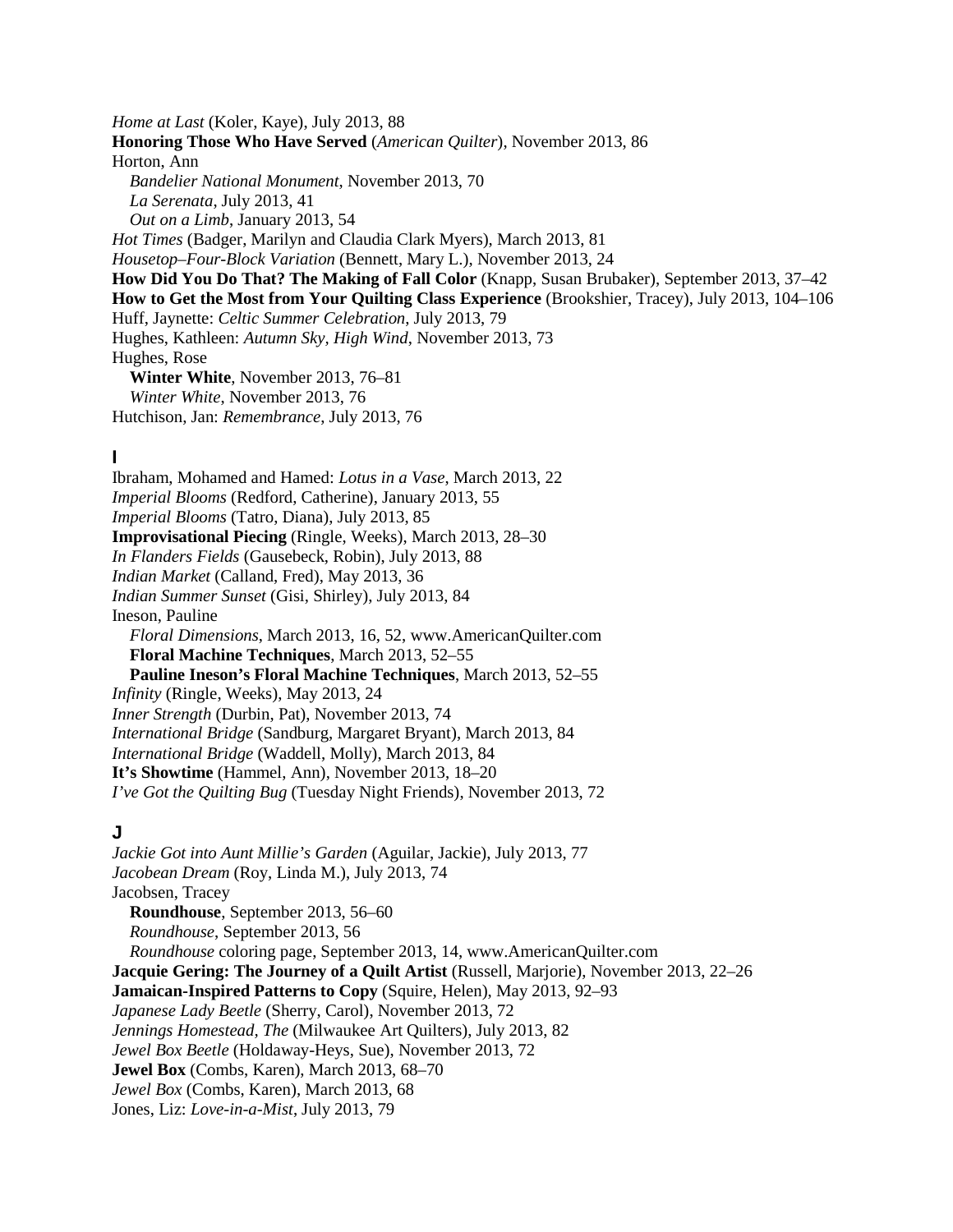*Home at Last* (Koler, Kaye), July 2013, 88
**Honoring Those Who Have Served** (*American Quilter*), November 2013, 86
Horton, Ann
   *Bandelier National Monument*, November 2013, 70
   *La Serenata*, July 2013, 41
   *Out on a Limb*, January 2013, 54
*Hot Times* (Badger, Marilyn and Claudia Clark Myers), March 2013, 81
*Housetop–Four-Block Variation* (Bennett, Mary L.), November 2013, 24
**How Did You Do That? The Making of Fall Color** (Knapp, Susan Brubaker), September 2013, 37–42
**How to Get the Most from Your Quilting Class Experience** (Brookshier, Tracey), July 2013, 104–106
Huff, Jaynette: *Celtic Summer Celebration*, July 2013, 79
Hughes, Kathleen: *Autumn Sky, High Wind*, November 2013, 73
Hughes, Rose
   **Winter White**, November 2013, 76–81
   *Winter White*, November 2013, 76
Hutchison, Jan: *Remembrance*, July 2013, 76

## I

Ibraham, Mohamed and Hamed: *Lotus in a Vase*, March 2013, 22
*Imperial Blooms* (Redford, Catherine), January 2013, 55
*Imperial Blooms* (Tatro, Diana), July 2013, 85
**Improvisational Piecing** (Ringle, Weeks), March 2013, 28–30
*In Flanders Fields* (Gausebeck, Robin), July 2013, 88
*Indian Market* (Calland, Fred), May 2013, 36
*Indian Summer Sunset* (Gisi, Shirley), July 2013, 84
Ineson, Pauline
   *Floral Dimensions*, March 2013, 16, 52, www.AmericanQuilter.com
   **Floral Machine Techniques**, March 2013, 52–55
   **Pauline Ineson's Floral Machine Techniques**, March 2013, 52–55
*Infinity* (Ringle, Weeks), May 2013, 24
*Inner Strength* (Durbin, Pat), November 2013, 74
*International Bridge* (Sandburg, Margaret Bryant), March 2013, 84
*International Bridge* (Waddell, Molly), March 2013, 84
**It's Showtime** (Hammel, Ann), November 2013, 18–20
*I've Got the Quilting Bug* (Tuesday Night Friends), November 2013, 72

## J

*Jackie Got into Aunt Millie's Garden* (Aguilar, Jackie), July 2013, 77
*Jacobean Dream* (Roy, Linda M.), July 2013, 74
Jacobsen, Tracey
   **Roundhouse**, September 2013, 56–60
   *Roundhouse*, September 2013, 56
   *Roundhouse* coloring page, September 2013, 14, www.AmericanQuilter.com
**Jacquie Gering: The Journey of a Quilt Artist** (Russell, Marjorie), November 2013, 22–26
**Jamaican-Inspired Patterns to Copy** (Squire, Helen), May 2013, 92–93
*Japanese Lady Beetle* (Sherry, Carol), November 2013, 72
*Jennings Homestead, The* (Milwaukee Art Quilters), July 2013, 82
*Jewel Box Beetle* (Holdaway-Heys, Sue), November 2013, 72
**Jewel Box** (Combs, Karen), March 2013, 68–70
*Jewel Box* (Combs, Karen), March 2013, 68
Jones, Liz: *Love-in-a-Mist*, July 2013, 79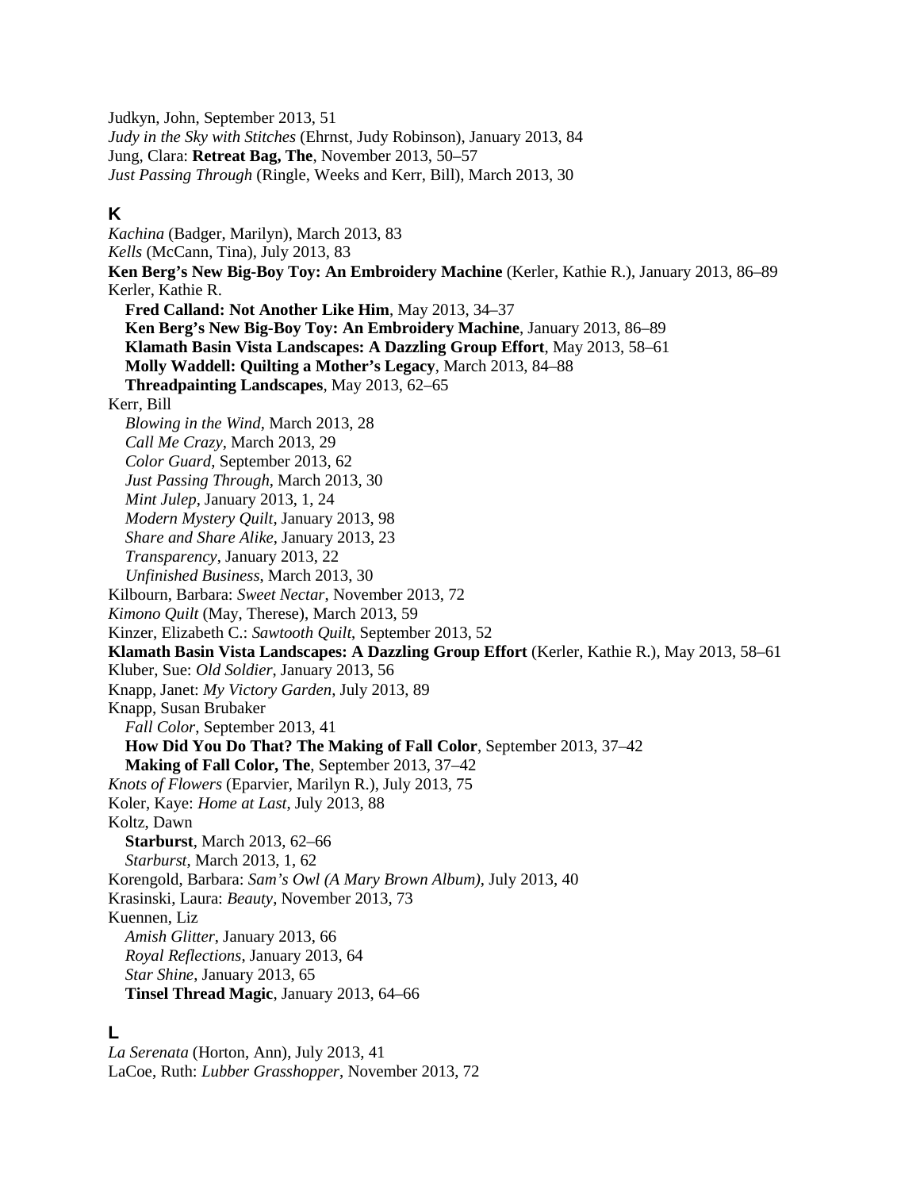Judkyn, John, September 2013, 51
*Judy in the Sky with Stitches* (Ehrnst, Judy Robinson), January 2013, 84
Jung, Clara: **Retreat Bag, The**, November 2013, 50–57
*Just Passing Through* (Ringle, Weeks and Kerr, Bill), March 2013, 30

## K

*Kachina* (Badger, Marilyn), March 2013, 83
*Kells* (McCann, Tina), July 2013, 83
**Ken Berg's New Big-Boy Toy: An Embroidery Machine** (Kerler, Kathie R.), January 2013, 86–89
Kerler, Kathie R.
  **Fred Calland: Not Another Like Him**, May 2013, 34–37
  **Ken Berg's New Big-Boy Toy: An Embroidery Machine**, January 2013, 86–89
  **Klamath Basin Vista Landscapes: A Dazzling Group Effort**, May 2013, 58–61
  **Molly Waddell: Quilting a Mother's Legacy**, March 2013, 84–88
  **Threadpainting Landscapes**, May 2013, 62–65
Kerr, Bill
  *Blowing in the Wind*, March 2013, 28
  *Call Me Crazy*, March 2013, 29
  *Color Guard*, September 2013, 62
  *Just Passing Through*, March 2013, 30
  *Mint Julep*, January 2013, 1, 24
  *Modern Mystery Quilt*, January 2013, 98
  *Share and Share Alike*, January 2013, 23
  *Transparency*, January 2013, 22
  *Unfinished Business*, March 2013, 30
Kilbourn, Barbara: *Sweet Nectar*, November 2013, 72
*Kimono Quilt* (May, Therese), March 2013, 59
Kinzer, Elizabeth C.: *Sawtooth Quilt*, September 2013, 52
**Klamath Basin Vista Landscapes: A Dazzling Group Effort** (Kerler, Kathie R.), May 2013, 58–61
Kluber, Sue: *Old Soldier*, January 2013, 56
Knapp, Janet: *My Victory Garden*, July 2013, 89
Knapp, Susan Brubaker
  *Fall Color*, September 2013, 41
  **How Did You Do That? The Making of Fall Color**, September 2013, 37–42
  **Making of Fall Color, The**, September 2013, 37–42
*Knots of Flowers* (Eparvier, Marilyn R.), July 2013, 75
Koler, Kaye: *Home at Last*, July 2013, 88
Koltz, Dawn
  **Starburst**, March 2013, 62–66
  *Starburst*, March 2013, 1, 62
Korengold, Barbara: *Sam's Owl (A Mary Brown Album)*, July 2013, 40
Krasinski, Laura: *Beauty*, November 2013, 73
Kuennen, Liz
  *Amish Glitter*, January 2013, 66
  *Royal Reflections*, January 2013, 64
  *Star Shine*, January 2013, 65
  **Tinsel Thread Magic**, January 2013, 64–66

## L

*La Serenata* (Horton, Ann), July 2013, 41
LaCoe, Ruth: *Lubber Grasshopper*, November 2013, 72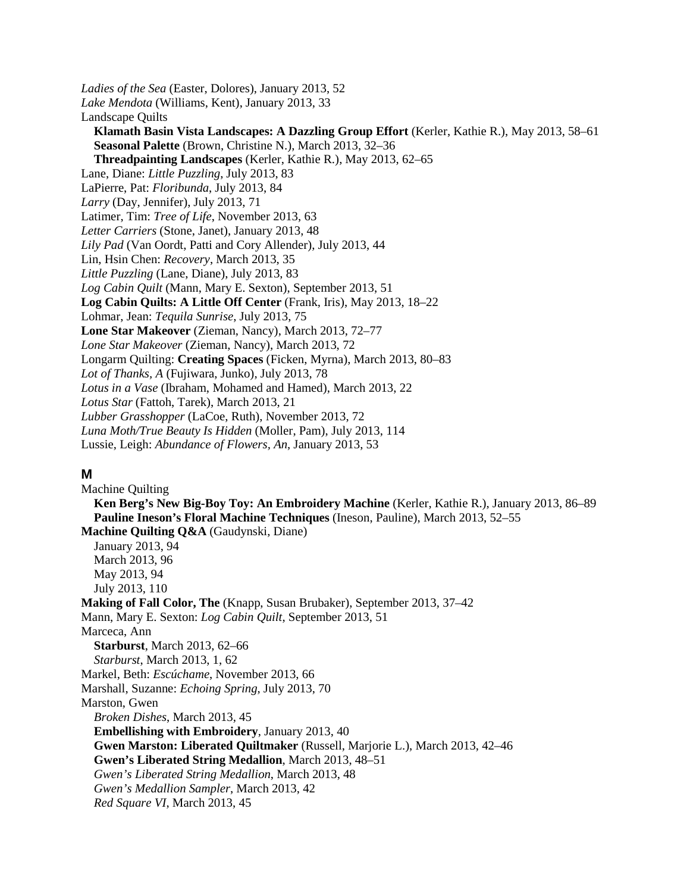*Ladies of the Sea* (Easter, Dolores), January 2013, 52  
*Lake Mendota* (Williams, Kent), January 2013, 33  
Landscape Quilts  
  **Klamath Basin Vista Landscapes: A Dazzling Group Effort** (Kerler, Kathie R.), May 2013, 58–61  
  **Seasonal Palette** (Brown, Christine N.), March 2013, 32–36  
  **Threadpainting Landscapes** (Kerler, Kathie R.), May 2013, 62–65  
Lane, Diane: *Little Puzzling*, July 2013, 83  
LaPierre, Pat: *Floribunda*, July 2013, 84  
*Larry* (Day, Jennifer), July 2013, 71  
Latimer, Tim: *Tree of Life*, November 2013, 63  
*Letter Carriers* (Stone, Janet), January 2013, 48  
*Lily Pad* (Van Oordt, Patti and Cory Allender), July 2013, 44  
Lin, Hsin Chen: *Recovery*, March 2013, 35  
*Little Puzzling* (Lane, Diane), July 2013, 83  
*Log Cabin Quilt* (Mann, Mary E. Sexton), September 2013, 51  
**Log Cabin Quilts: A Little Off Center** (Frank, Iris), May 2013, 18–22  
Lohmar, Jean: *Tequila Sunrise*, July 2013, 75  
**Lone Star Makeover** (Zieman, Nancy), March 2013, 72–77  
*Lone Star Makeover* (Zieman, Nancy), March 2013, 72  
Longarm Quilting: **Creating Spaces** (Ficken, Myrna), March 2013, 80–83  
*Lot of Thanks, A* (Fujiwara, Junko), July 2013, 78  
*Lotus in a Vase* (Ibraham, Mohamed and Hamed), March 2013, 22  
*Lotus Star* (Fattoh, Tarek), March 2013, 21  
*Lubber Grasshopper* (LaCoe, Ruth), November 2013, 72  
*Luna Moth/True Beauty Is Hidden* (Moller, Pam), July 2013, 114  
Lussie, Leigh: *Abundance of Flowers, An*, January 2013, 53  

## M

Machine Quilting  
  **Ken Berg's New Big-Boy Toy: An Embroidery Machine** (Kerler, Kathie R.), January 2013, 86–89  
  **Pauline Ineson's Floral Machine Techniques** (Ineson, Pauline), March 2013, 52–55  
**Machine Quilting Q&A** (Gaudynski, Diane)  
  January 2013, 94  
  March 2013, 96  
  May 2013, 94  
  July 2013, 110  
**Making of Fall Color, The** (Knapp, Susan Brubaker), September 2013, 37–42  
Mann, Mary E. Sexton: *Log Cabin Quilt*, September 2013, 51  
Marceca, Ann  
  **Starburst**, March 2013, 62–66  
  *Starburst*, March 2013, 1, 62  
Markel, Beth: *Escúchame*, November 2013, 66  
Marshall, Suzanne: *Echoing Spring*, July 2013, 70  
Marston, Gwen  
  *Broken Dishes*, March 2013, 45  
  **Embellishing with Embroidery**, January 2013, 40  
  **Gwen Marston: Liberated Quiltmaker** (Russell, Marjorie L.), March 2013, 42–46  
  **Gwen's Liberated String Medallion**, March 2013, 48–51  
  *Gwen's Liberated String Medallion*, March 2013, 48  
  *Gwen's Medallion Sampler*, March 2013, 42  
  *Red Square VI*, March 2013, 45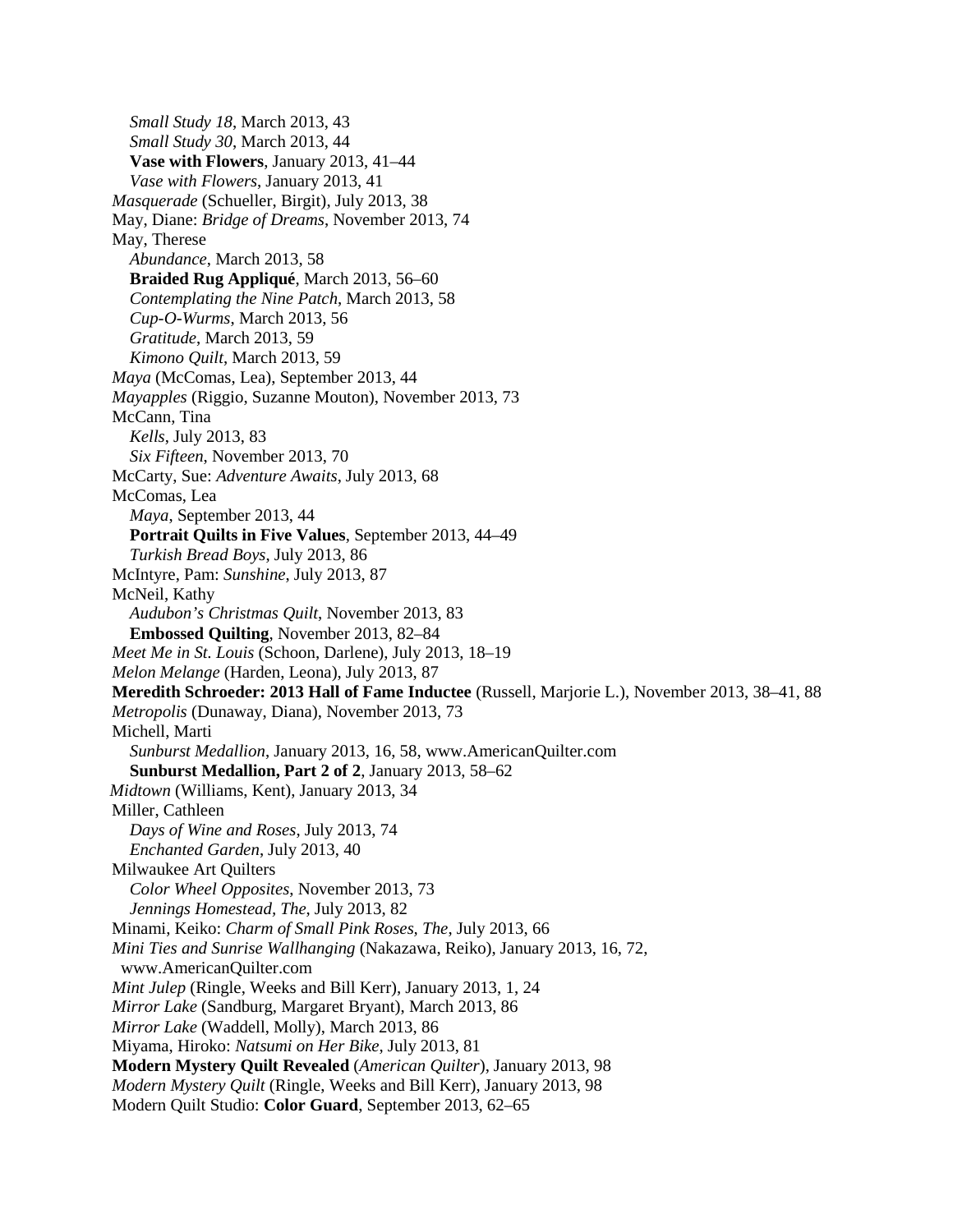*Small Study 18*, March 2013, 43
*Small Study 30*, March 2013, 44
**Vase with Flowers**, January 2013, 41–44
*Vase with Flowers*, January 2013, 41

*Masquerade* (Schueller, Birgit), July 2013, 38

May, Diane: *Bridge of Dreams*, November 2013, 74

May, Therese
*Abundance*, March 2013, 58
**Braided Rug Appliqué**, March 2013, 56–60
*Contemplating the Nine Patch*, March 2013, 58
*Cup-O-Wurms*, March 2013, 56
*Gratitude*, March 2013, 59
*Kimono Quilt*, March 2013, 59

*Maya* (McComas, Lea), September 2013, 44

*Mayapples* (Riggio, Suzanne Mouton), November 2013, 73

McCann, Tina
*Kells*, July 2013, 83
*Six Fifteen*, November 2013, 70

McCarty, Sue: *Adventure Awaits*, July 2013, 68

McComas, Lea
*Maya*, September 2013, 44
**Portrait Quilts in Five Values**, September 2013, 44–49
*Turkish Bread Boys*, July 2013, 86

McIntyre, Pam: *Sunshine*, July 2013, 87

McNeil, Kathy
*Audubon's Christmas Quilt*, November 2013, 83
**Embossed Quilting**, November 2013, 82–84

*Meet Me in St. Louis* (Schoon, Darlene), July 2013, 18–19

*Melon Melange* (Harden, Leona), July 2013, 87

**Meredith Schroeder: 2013 Hall of Fame Inductee** (Russell, Marjorie L.), November 2013, 38–41, 88

*Metropolis* (Dunaway, Diana), November 2013, 73

Michell, Marti
*Sunburst Medallion*, January 2013, 16, 58, www.AmericanQuilter.com
**Sunburst Medallion, Part 2 of 2**, January 2013, 58–62

*Midtown* (Williams, Kent), January 2013, 34

Miller, Cathleen
*Days of Wine and Roses*, July 2013, 74
*Enchanted Garden*, July 2013, 40

Milwaukee Art Quilters
*Color Wheel Opposites*, November 2013, 73
*Jennings Homestead, The*, July 2013, 82

Minami, Keiko: *Charm of Small Pink Roses, The*, July 2013, 66

*Mini Ties and Sunrise Wallhanging* (Nakazawa, Reiko), January 2013, 16, 72, www.AmericanQuilter.com

*Mint Julep* (Ringle, Weeks and Bill Kerr), January 2013, 1, 24

*Mirror Lake* (Sandburg, Margaret Bryant), March 2013, 86

*Mirror Lake* (Waddell, Molly), March 2013, 86

Miyama, Hiroko: *Natsumi on Her Bike*, July 2013, 81

**Modern Mystery Quilt Revealed** (*American Quilter*), January 2013, 98

*Modern Mystery Quilt* (Ringle, Weeks and Bill Kerr), January 2013, 98

Modern Quilt Studio: **Color Guard**, September 2013, 62–65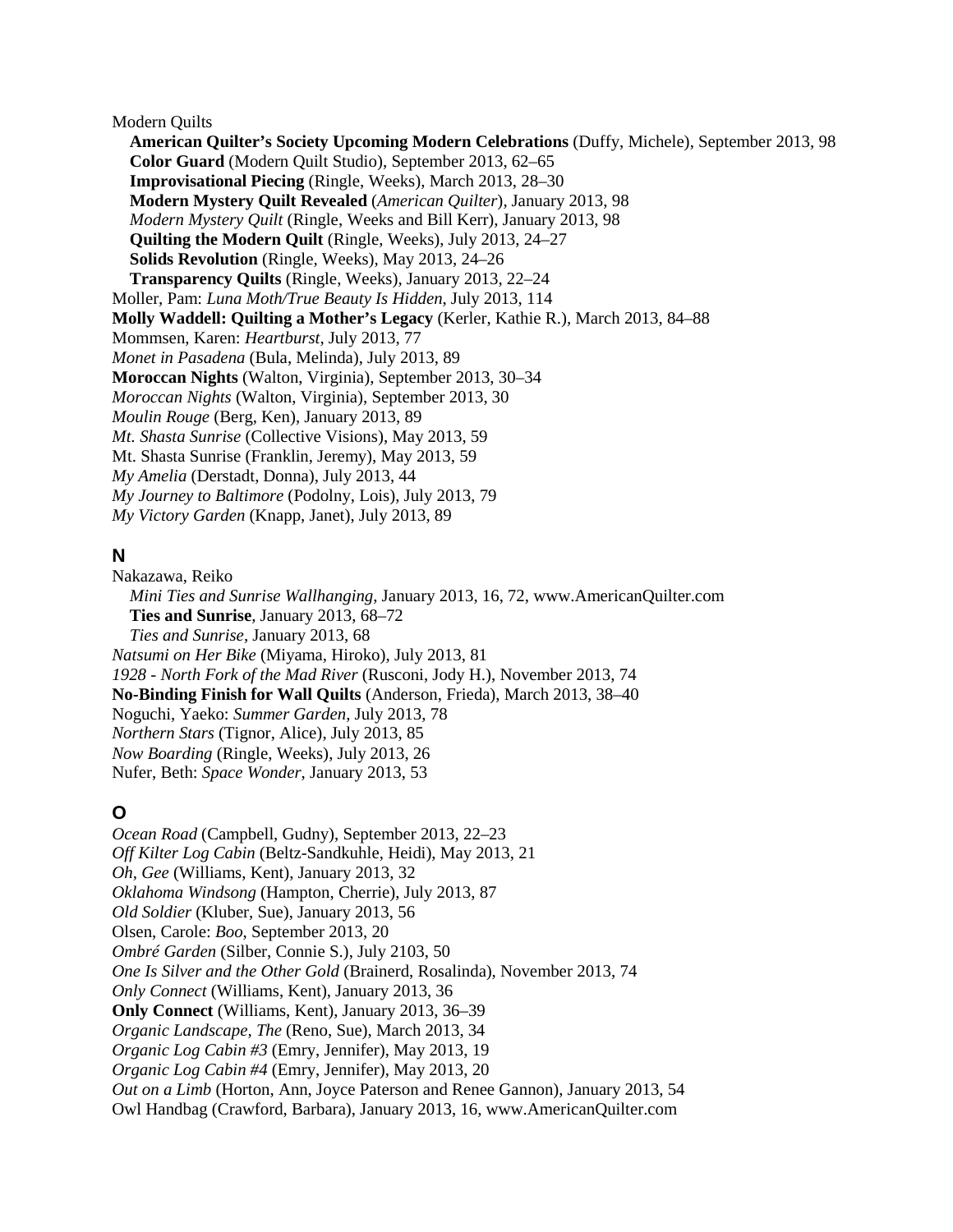Modern Quilts

**American Quilter's Society Upcoming Modern Celebrations** (Duffy, Michele), September 2013, 98
**Color Guard** (Modern Quilt Studio), September 2013, 62–65
**Improvisational Piecing** (Ringle, Weeks), March 2013, 28–30
**Modern Mystery Quilt Revealed** (*American Quilter*), January 2013, 98
*Modern Mystery Quilt* (Ringle, Weeks and Bill Kerr), January 2013, 98
**Quilting the Modern Quilt** (Ringle, Weeks), July 2013, 24–27
**Solids Revolution** (Ringle, Weeks), May 2013, 24–26
**Transparency Quilts** (Ringle, Weeks), January 2013, 22–24

Moller, Pam: *Luna Moth/True Beauty Is Hidden*, July 2013, 114
**Molly Waddell: Quilting a Mother's Legacy** (Kerler, Kathie R.), March 2013, 84–88
Mommsen, Karen: *Heartburst*, July 2013, 77
*Monet in Pasadena* (Bula, Melinda), July 2013, 89
**Moroccan Nights** (Walton, Virginia), September 2013, 30–34
*Moroccan Nights* (Walton, Virginia), September 2013, 30
*Moulin Rouge* (Berg, Ken), January 2013, 89
*Mt. Shasta Sunrise* (Collective Visions), May 2013, 59
Mt. Shasta Sunrise (Franklin, Jeremy), May 2013, 59
*My Amelia* (Derstadt, Donna), July 2013, 44
*My Journey to Baltimore* (Podolny, Lois), July 2013, 79
*My Victory Garden* (Knapp, Janet), July 2013, 89

## N

Nakazawa, Reiko

*Mini Ties and Sunrise Wallhanging*, January 2013, 16, 72, www.AmericanQuilter.com
**Ties and Sunrise**, January 2013, 68–72
*Ties and Sunrise*, January 2013, 68

*Natsumi on Her Bike* (Miyama, Hiroko), July 2013, 81
*1928 - North Fork of the Mad River* (Rusconi, Jody H.), November 2013, 74
**No-Binding Finish for Wall Quilts** (Anderson, Frieda), March 2013, 38–40
Noguchi, Yaeko: *Summer Garden*, July 2013, 78
*Northern Stars* (Tignor, Alice), July 2013, 85
*Now Boarding* (Ringle, Weeks), July 2013, 26
Nufer, Beth: *Space Wonder*, January 2013, 53

## O

*Ocean Road* (Campbell, Gudny), September 2013, 22–23
*Off Kilter Log Cabin* (Beltz-Sandkuhle, Heidi), May 2013, 21
*Oh, Gee* (Williams, Kent), January 2013, 32
*Oklahoma Windsong* (Hampton, Cherrie), July 2013, 87
*Old Soldier* (Kluber, Sue), January 2013, 56
Olsen, Carole: *Boo*, September 2013, 20
*Ombré Garden* (Silber, Connie S.), July 2103, 50
*One Is Silver and the Other Gold* (Brainerd, Rosalinda), November 2013, 74
*Only Connect* (Williams, Kent), January 2013, 36
**Only Connect** (Williams, Kent), January 2013, 36–39
*Organic Landscape, The* (Reno, Sue), March 2013, 34
*Organic Log Cabin #3* (Emry, Jennifer), May 2013, 19
*Organic Log Cabin #4* (Emry, Jennifer), May 2013, 20
*Out on a Limb* (Horton, Ann, Joyce Paterson and Renee Gannon), January 2013, 54
Owl Handbag (Crawford, Barbara), January 2013, 16, www.AmericanQuilter.com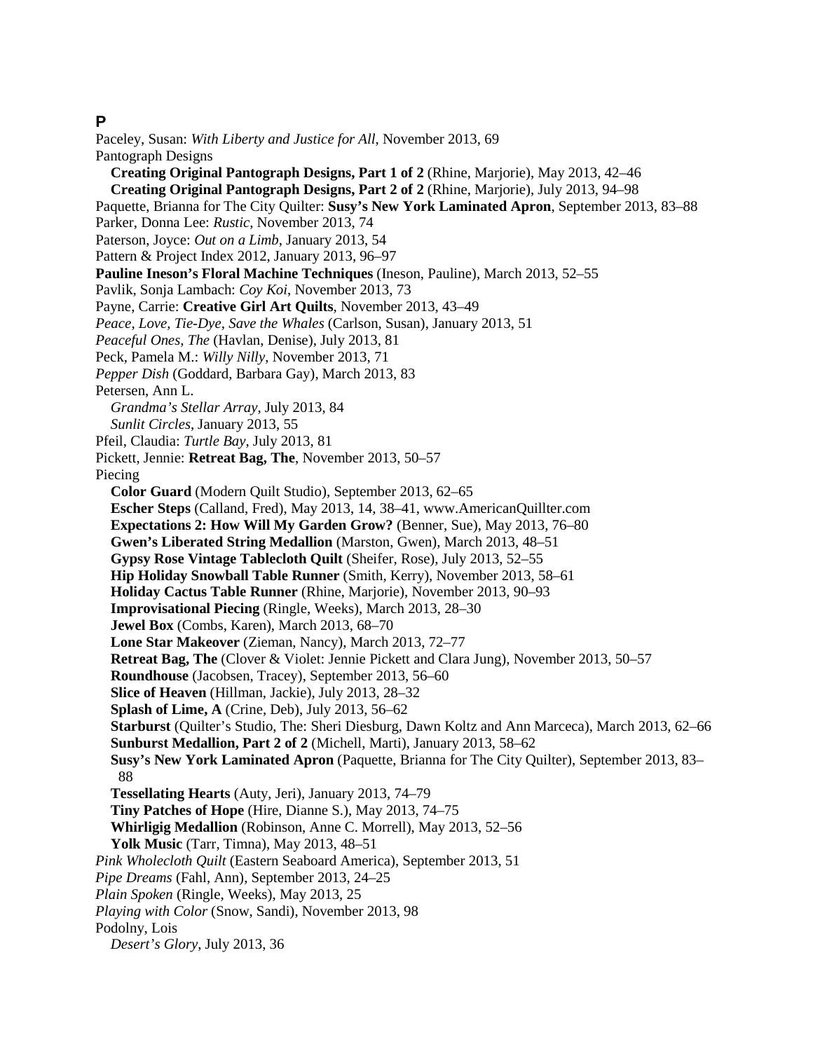## P

Paceley, Susan: *With Liberty and Justice for All*, November 2013, 69

Pantograph Designs

   **Creating Original Pantograph Designs, Part 1 of 2** (Rhine, Marjorie), May 2013, 42–46

   **Creating Original Pantograph Designs, Part 2 of 2** (Rhine, Marjorie), July 2013, 94–98

Paquette, Brianna for The City Quilter: **Susy's New York Laminated Apron**, September 2013, 83–88

Parker, Donna Lee: *Rustic*, November 2013, 74

Paterson, Joyce: *Out on a Limb*, January 2013, 54

Pattern & Project Index 2012, January 2013, 96–97

**Pauline Ineson's Floral Machine Techniques** (Ineson, Pauline), March 2013, 52–55

Pavlik, Sonja Lambach: *Coy Koi*, November 2013, 73

Payne, Carrie: **Creative Girl Art Quilts**, November 2013, 43–49

*Peace, Love, Tie-Dye, Save the Whales* (Carlson, Susan), January 2013, 51

*Peaceful Ones, The* (Havlan, Denise), July 2013, 81

Peck, Pamela M.: *Willy Nilly*, November 2013, 71

*Pepper Dish* (Goddard, Barbara Gay), March 2013, 83

Petersen, Ann L.

   *Grandma's Stellar Array*, July 2013, 84

   *Sunlit Circles*, January 2013, 55

Pfeil, Claudia: *Turtle Bay*, July 2013, 81

Pickett, Jennie: **Retreat Bag, The**, November 2013, 50–57

Piecing

   **Color Guard** (Modern Quilt Studio), September 2013, 62–65

   **Escher Steps** (Calland, Fred), May 2013, 14, 38–41, www.AmericanQuillter.com

   **Expectations 2: How Will My Garden Grow?** (Benner, Sue), May 2013, 76–80

   **Gwen's Liberated String Medallion** (Marston, Gwen), March 2013, 48–51

   **Gypsy Rose Vintage Tablecloth Quilt** (Sheifer, Rose), July 2013, 52–55

   **Hip Holiday Snowball Table Runner** (Smith, Kerry), November 2013, 58–61

   **Holiday Cactus Table Runner** (Rhine, Marjorie), November 2013, 90–93

   **Improvisational Piecing** (Ringle, Weeks), March 2013, 28–30

   **Jewel Box** (Combs, Karen), March 2013, 68–70

   **Lone Star Makeover** (Zieman, Nancy), March 2013, 72–77

   **Retreat Bag, The** (Clover & Violet: Jennie Pickett and Clara Jung), November 2013, 50–57

   **Roundhouse** (Jacobsen, Tracey), September 2013, 56–60

   **Slice of Heaven** (Hillman, Jackie), July 2013, 28–32

   **Splash of Lime, A** (Crine, Deb), July 2013, 56–62

   **Starburst** (Quilter's Studio, The: Sheri Diesburg, Dawn Koltz and Ann Marceca), March 2013, 62–66

   **Sunburst Medallion, Part 2 of 2** (Michell, Marti), January 2013, 58–62

   **Susy's New York Laminated Apron** (Paquette, Brianna for The City Quilter), September 2013, 83–88

   **Tessellating Hearts** (Auty, Jeri), January 2013, 74–79

   **Tiny Patches of Hope** (Hire, Dianne S.), May 2013, 74–75

   **Whirligig Medallion** (Robinson, Anne C. Morrell), May 2013, 52–56

   **Yolk Music** (Tarr, Timna), May 2013, 48–51

*Pink Wholecloth Quilt* (Eastern Seaboard America), September 2013, 51

*Pipe Dreams* (Fahl, Ann), September 2013, 24–25

*Plain Spoken* (Ringle, Weeks), May 2013, 25

*Playing with Color* (Snow, Sandi), November 2013, 98

Podolny, Lois

   *Desert's Glory*, July 2013, 36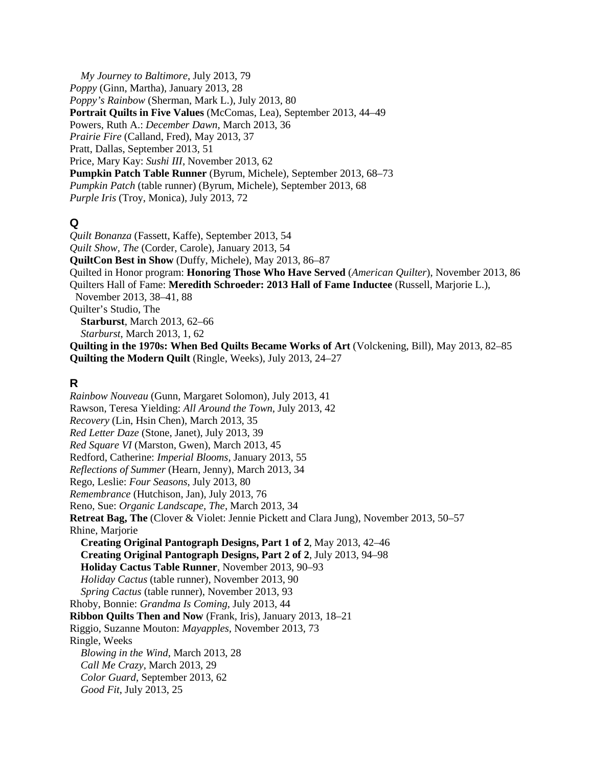*My Journey to Baltimore*, July 2013, 79
*Poppy* (Ginn, Martha), January 2013, 28
*Poppy's Rainbow* (Sherman, Mark L.), July 2013, 80
**Portrait Quilts in Five Values** (McComas, Lea), September 2013, 44–49
Powers, Ruth A.: *December Dawn*, March 2013, 36
*Prairie Fire* (Calland, Fred), May 2013, 37
Pratt, Dallas, September 2013, 51
Price, Mary Kay: *Sushi III*, November 2013, 62
**Pumpkin Patch Table Runner** (Byrum, Michele), September 2013, 68–73
*Pumpkin Patch* (table runner) (Byrum, Michele), September 2013, 68
*Purple Iris* (Troy, Monica), July 2013, 72

## Q

*Quilt Bonanza* (Fassett, Kaffe), September 2013, 54
*Quilt Show, The* (Corder, Carole), January 2013, 54
**QuiltCon Best in Show** (Duffy, Michele), May 2013, 86–87
Quilted in Honor program: **Honoring Those Who Have Served** (*American Quilter*), November 2013, 86
Quilters Hall of Fame: **Meredith Schroeder: 2013 Hall of Fame Inductee** (Russell, Marjorie L.), November 2013, 38–41, 88
Quilter's Studio, The
  **Starburst**, March 2013, 62–66
  *Starburst*, March 2013, 1, 62
**Quilting in the 1970s: When Bed Quilts Became Works of Art** (Volckening, Bill), May 2013, 82–85
**Quilting the Modern Quilt** (Ringle, Weeks), July 2013, 24–27

## R

*Rainbow Nouveau* (Gunn, Margaret Solomon), July 2013, 41
Rawson, Teresa Yielding: *All Around the Town*, July 2013, 42
*Recovery* (Lin, Hsin Chen), March 2013, 35
*Red Letter Daze* (Stone, Janet), July 2013, 39
*Red Square VI* (Marston, Gwen), March 2013, 45
Redford, Catherine: *Imperial Blooms*, January 2013, 55
*Reflections of Summer* (Hearn, Jenny), March 2013, 34
Rego, Leslie: *Four Seasons*, July 2013, 80
*Remembrance* (Hutchison, Jan), July 2013, 76
Reno, Sue: *Organic Landscape, The*, March 2013, 34
**Retreat Bag, The** (Clover & Violet: Jennie Pickett and Clara Jung), November 2013, 50–57
Rhine, Marjorie
  **Creating Original Pantograph Designs, Part 1 of 2**, May 2013, 42–46
  **Creating Original Pantograph Designs, Part 2 of 2**, July 2013, 94–98
  **Holiday Cactus Table Runner**, November 2013, 90–93
  *Holiday Cactus* (table runner), November 2013, 90
  *Spring Cactus* (table runner), November 2013, 93
Rhoby, Bonnie: *Grandma Is Coming*, July 2013, 44
**Ribbon Quilts Then and Now** (Frank, Iris), January 2013, 18–21
Riggio, Suzanne Mouton: *Mayapples*, November 2013, 73
Ringle, Weeks
  *Blowing in the Wind*, March 2013, 28
  *Call Me Crazy*, March 2013, 29
  *Color Guard*, September 2013, 62
  *Good Fit*, July 2013, 25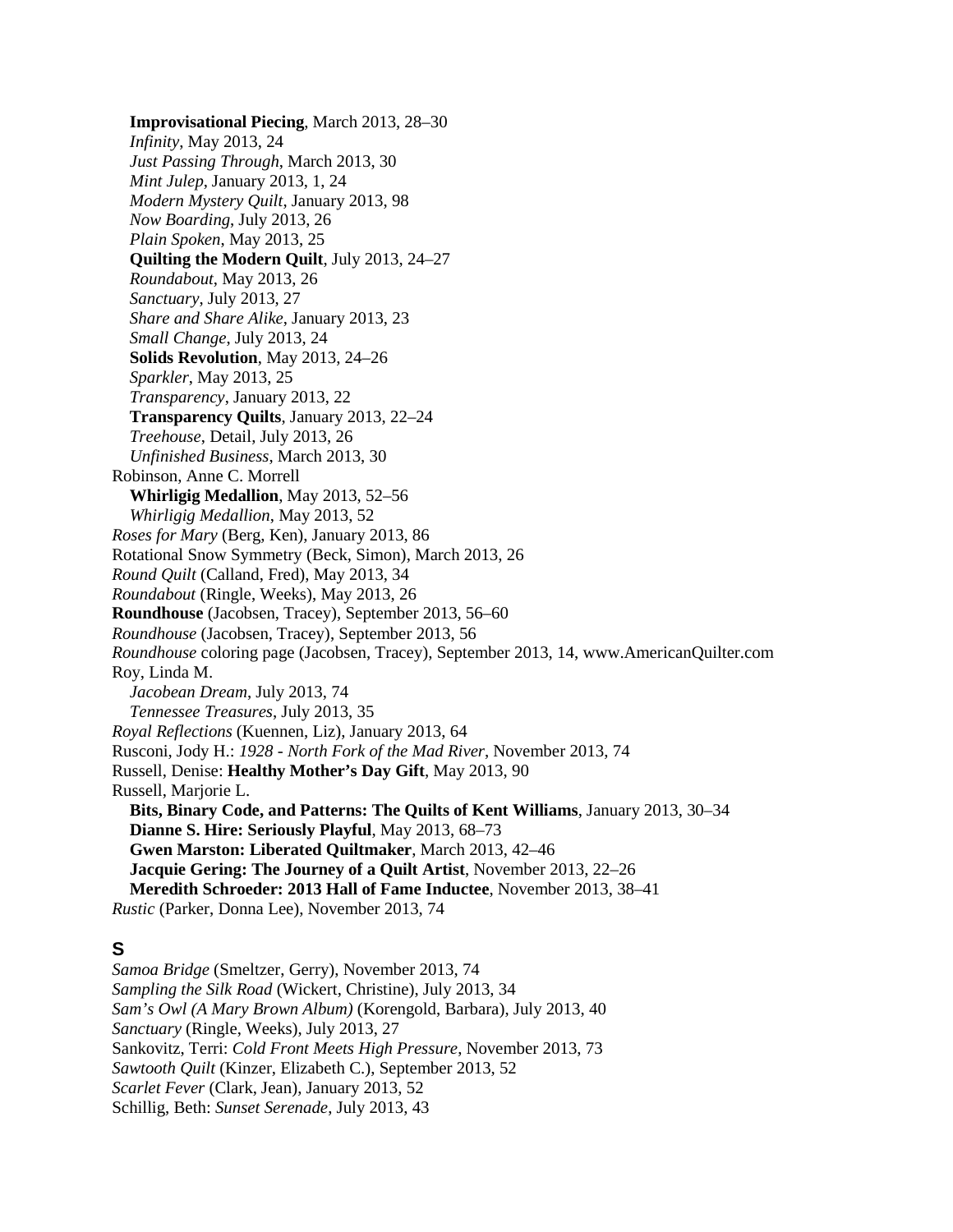**Improvisational Piecing**, March 2013, 28–30
*Infinity*, May 2013, 24
*Just Passing Through*, March 2013, 30
*Mint Julep*, January 2013, 1, 24
*Modern Mystery Quilt*, January 2013, 98
*Now Boarding*, July 2013, 26
*Plain Spoken*, May 2013, 25
**Quilting the Modern Quilt**, July 2013, 24–27
*Roundabout*, May 2013, 26
*Sanctuary*, July 2013, 27
*Share and Share Alike*, January 2013, 23
*Small Change*, July 2013, 24
**Solids Revolution**, May 2013, 24–26
*Sparkler*, May 2013, 25
*Transparency*, January 2013, 22
**Transparency Quilts**, January 2013, 22–24
*Treehouse*, Detail, July 2013, 26
*Unfinished Business*, March 2013, 30

Robinson, Anne C. Morrell
**Whirligig Medallion**, May 2013, 52–56
*Whirligig Medallion*, May 2013, 52

*Roses for Mary* (Berg, Ken), January 2013, 86
Rotational Snow Symmetry (Beck, Simon), March 2013, 26
*Round Quilt* (Calland, Fred), May 2013, 34
*Roundabout* (Ringle, Weeks), May 2013, 26
**Roundhouse** (Jacobsen, Tracey), September 2013, 56–60
*Roundhouse* (Jacobsen, Tracey), September 2013, 56
*Roundhouse* coloring page (Jacobsen, Tracey), September 2013, 14, www.AmericanQuilter.com

Roy, Linda M.
*Jacobean Dream*, July 2013, 74
*Tennessee Treasures*, July 2013, 35

*Royal Reflections* (Kuennen, Liz), January 2013, 64
Rusconi, Jody H.: *1928 - North Fork of the Mad River*, November 2013, 74
Russell, Denise: **Healthy Mother's Day Gift**, May 2013, 90

Russell, Marjorie L.
**Bits, Binary Code, and Patterns: The Quilts of Kent Williams**, January 2013, 30–34
**Dianne S. Hire: Seriously Playful**, May 2013, 68–73
**Gwen Marston: Liberated Quiltmaker**, March 2013, 42–46
**Jacquie Gering: The Journey of a Quilt Artist**, November 2013, 22–26
**Meredith Schroeder: 2013 Hall of Fame Inductee**, November 2013, 38–41

*Rustic* (Parker, Donna Lee), November 2013, 74

## S

*Samoa Bridge* (Smeltzer, Gerry), November 2013, 74
*Sampling the Silk Road* (Wickert, Christine), July 2013, 34
*Sam's Owl (A Mary Brown Album)* (Korengold, Barbara), July 2013, 40
*Sanctuary* (Ringle, Weeks), July 2013, 27
Sankovitz, Terri: *Cold Front Meets High Pressure*, November 2013, 73
*Sawtooth Quilt* (Kinzer, Elizabeth C.), September 2013, 52
*Scarlet Fever* (Clark, Jean), January 2013, 52
Schillig, Beth: *Sunset Serenade*, July 2013, 43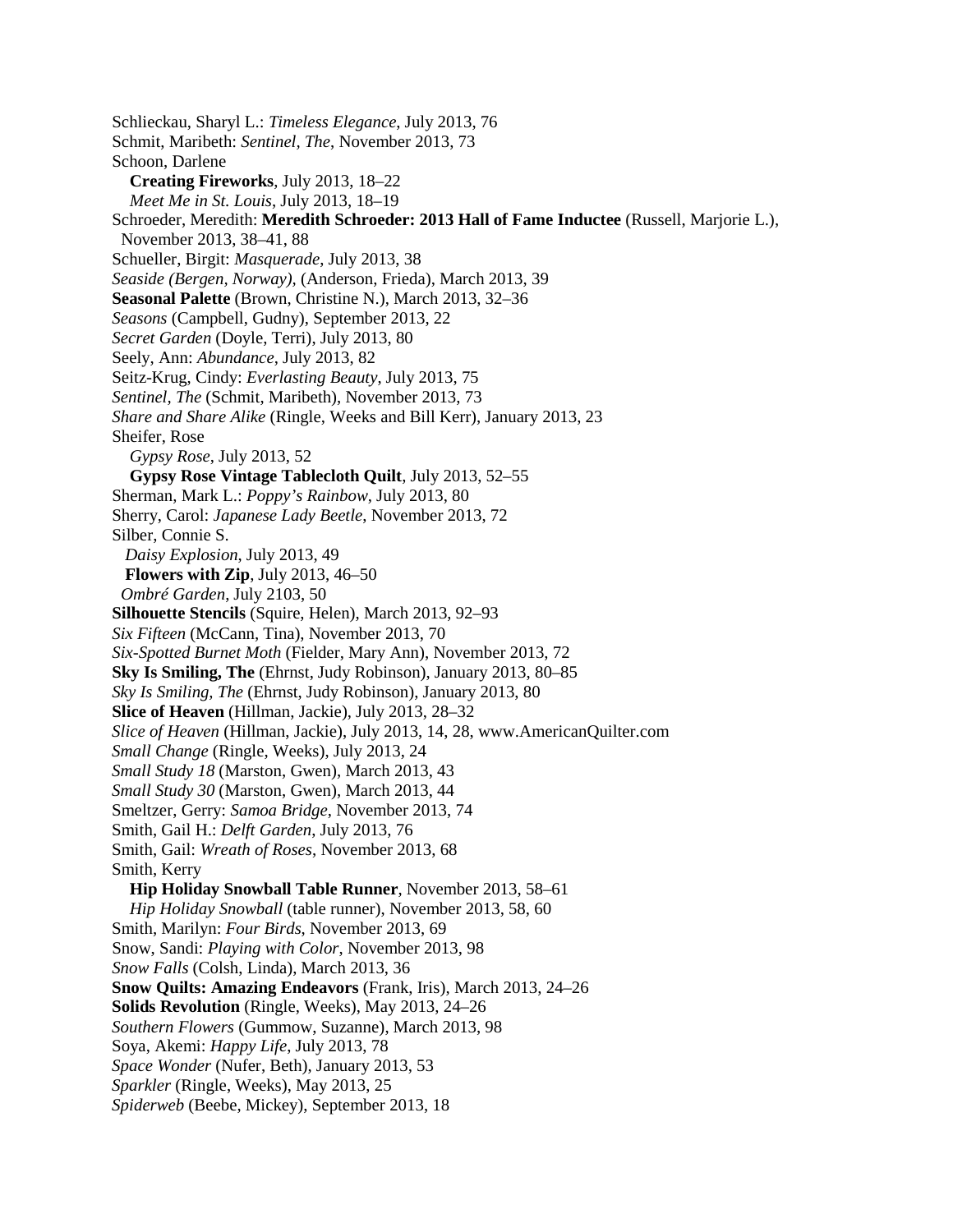Schlieckau, Sharyl L.: *Timeless Elegance*, July 2013, 76
Schmit, Maribeth: *Sentinel, The*, November 2013, 73
Schoon, Darlene
  **Creating Fireworks**, July 2013, 18–22
  *Meet Me in St. Louis*, July 2013, 18–19
Schroeder, Meredith: **Meredith Schroeder: 2013 Hall of Fame Inductee** (Russell, Marjorie L.), November 2013, 38–41, 88
Schueller, Birgit: *Masquerade*, July 2013, 38
*Seaside (Bergen, Norway)*, (Anderson, Frieda), March 2013, 39
**Seasonal Palette** (Brown, Christine N.), March 2013, 32–36
*Seasons* (Campbell, Gudny), September 2013, 22
*Secret Garden* (Doyle, Terri), July 2013, 80
Seely, Ann: *Abundance*, July 2013, 82
Seitz-Krug, Cindy: *Everlasting Beauty*, July 2013, 75
*Sentinel, The* (Schmit, Maribeth), November 2013, 73
*Share and Share Alike* (Ringle, Weeks and Bill Kerr), January 2013, 23
Sheifer, Rose
  *Gypsy Rose*, July 2013, 52
  **Gypsy Rose Vintage Tablecloth Quilt**, July 2013, 52–55
Sherman, Mark L.: *Poppy's Rainbow*, July 2013, 80
Sherry, Carol: *Japanese Lady Beetle*, November 2013, 72
Silber, Connie S.
  *Daisy Explosion*, July 2013, 49
  **Flowers with Zip**, July 2013, 46–50
  *Ombré Garden*, July 2103, 50
**Silhouette Stencils** (Squire, Helen), March 2013, 92–93
*Six Fifteen* (McCann, Tina), November 2013, 70
*Six-Spotted Burnet Moth* (Fielder, Mary Ann), November 2013, 72
**Sky Is Smiling, The** (Ehrnst, Judy Robinson), January 2013, 80–85
*Sky Is Smiling, The* (Ehrnst, Judy Robinson), January 2013, 80
**Slice of Heaven** (Hillman, Jackie), July 2013, 28–32
*Slice of Heaven* (Hillman, Jackie), July 2013, 14, 28, www.AmericanQuilter.com
*Small Change* (Ringle, Weeks), July 2013, 24
*Small Study 18* (Marston, Gwen), March 2013, 43
*Small Study 30* (Marston, Gwen), March 2013, 44
Smeltzer, Gerry: *Samoa Bridge*, November 2013, 74
Smith, Gail H.: *Delft Garden*, July 2013, 76
Smith, Gail: *Wreath of Roses*, November 2013, 68
Smith, Kerry
  **Hip Holiday Snowball Table Runner**, November 2013, 58–61
  *Hip Holiday Snowball* (table runner), November 2013, 58, 60
Smith, Marilyn: *Four Birds*, November 2013, 69
Snow, Sandi: *Playing with Color*, November 2013, 98
*Snow Falls* (Colsh, Linda), March 2013, 36
**Snow Quilts: Amazing Endeavors** (Frank, Iris), March 2013, 24–26
**Solids Revolution** (Ringle, Weeks), May 2013, 24–26
*Southern Flowers* (Gummow, Suzanne), March 2013, 98
Soya, Akemi: *Happy Life*, July 2013, 78
*Space Wonder* (Nufer, Beth), January 2013, 53
*Sparkler* (Ringle, Weeks), May 2013, 25
*Spiderweb* (Beebe, Mickey), September 2013, 18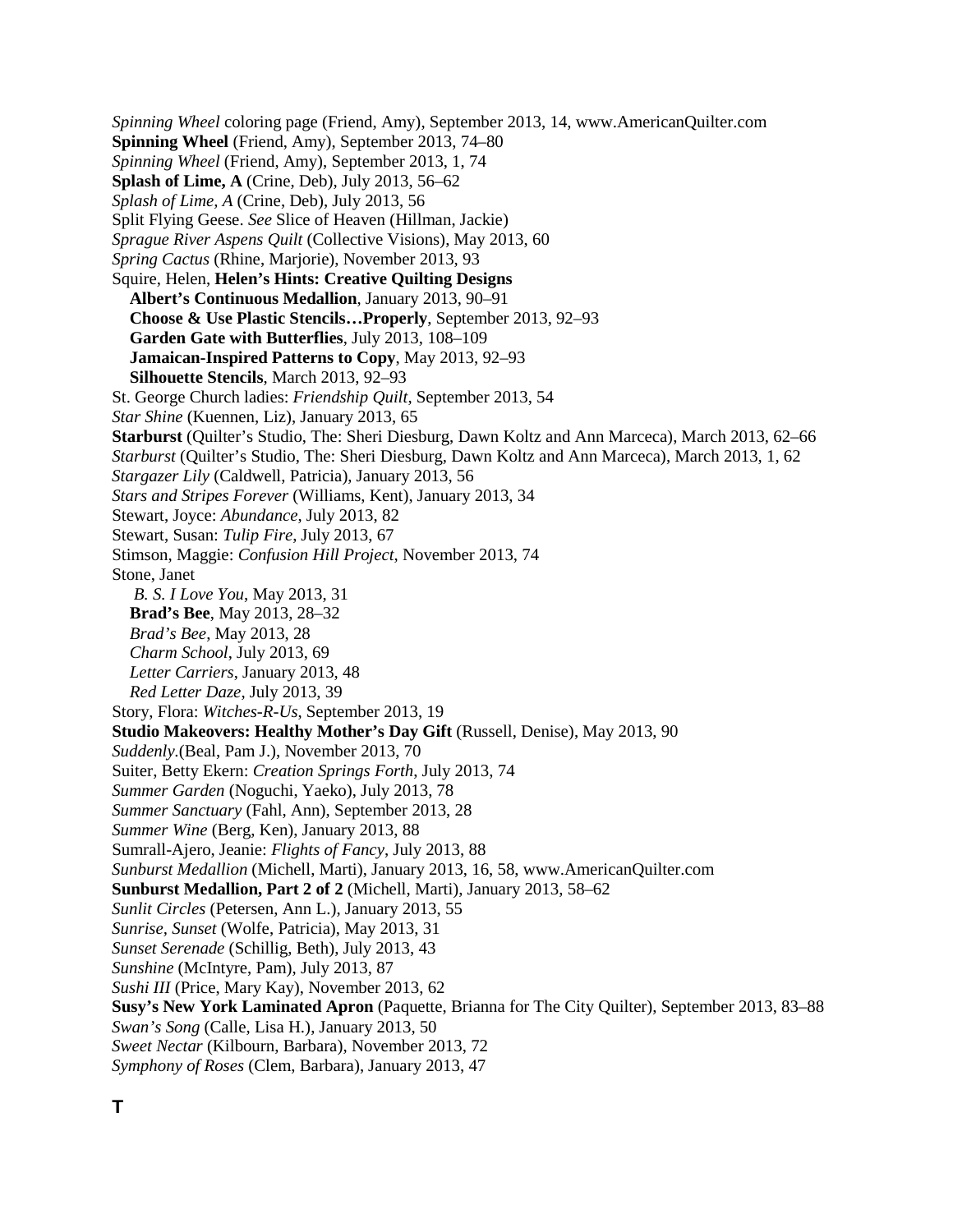*Spinning Wheel* coloring page (Friend, Amy), September 2013, 14, www.AmericanQuilter.com
**Spinning Wheel** (Friend, Amy), September 2013, 74–80
*Spinning Wheel* (Friend, Amy), September 2013, 1, 74
**Splash of Lime, A** (Crine, Deb), July 2013, 56–62
*Splash of Lime, A* (Crine, Deb), July 2013, 56
Split Flying Geese. *See* Slice of Heaven (Hillman, Jackie)
*Sprague River Aspens Quilt* (Collective Visions), May 2013, 60
*Spring Cactus* (Rhine, Marjorie), November 2013, 93
Squire, Helen, **Helen's Hints: Creative Quilting Designs**
  **Albert's Continuous Medallion**, January 2013, 90–91
  **Choose & Use Plastic Stencils…Properly**, September 2013, 92–93
  **Garden Gate with Butterflies**, July 2013, 108–109
  **Jamaican-Inspired Patterns to Copy**, May 2013, 92–93
  **Silhouette Stencils**, March 2013, 92–93
St. George Church ladies: *Friendship Quilt*, September 2013, 54
*Star Shine* (Kuennen, Liz), January 2013, 65
**Starburst** (Quilter's Studio, The: Sheri Diesburg, Dawn Koltz and Ann Marceca), March 2013, 62–66
*Starburst* (Quilter's Studio, The: Sheri Diesburg, Dawn Koltz and Ann Marceca), March 2013, 1, 62
*Stargazer Lily* (Caldwell, Patricia), January 2013, 56
*Stars and Stripes Forever* (Williams, Kent), January 2013, 34
Stewart, Joyce: *Abundance*, July 2013, 82
Stewart, Susan: *Tulip Fire*, July 2013, 67
Stimson, Maggie: *Confusion Hill Project*, November 2013, 74
Stone, Janet
  *B. S. I Love You*, May 2013, 31
  **Brad's Bee**, May 2013, 28–32
  *Brad's Bee*, May 2013, 28
  *Charm School*, July 2013, 69
  *Letter Carriers*, January 2013, 48
  *Red Letter Daze*, July 2013, 39
Story, Flora: *Witches-R-Us*, September 2013, 19
**Studio Makeovers: Healthy Mother's Day Gift** (Russell, Denise), May 2013, 90
*Suddenly.*(Beal, Pam J.), November 2013, 70
Suiter, Betty Ekern: *Creation Springs Forth*, July 2013, 74
*Summer Garden* (Noguchi, Yaeko), July 2013, 78
*Summer Sanctuary* (Fahl, Ann), September 2013, 28
*Summer Wine* (Berg, Ken), January 2013, 88
Sumrall-Ajero, Jeanie: *Flights of Fancy*, July 2013, 88
*Sunburst Medallion* (Michell, Marti), January 2013, 16, 58, www.AmericanQuilter.com
**Sunburst Medallion, Part 2 of 2** (Michell, Marti), January 2013, 58–62
*Sunlit Circles* (Petersen, Ann L.), January 2013, 55
*Sunrise, Sunset* (Wolfe, Patricia), May 2013, 31
*Sunset Serenade* (Schillig, Beth), July 2013, 43
*Sunshine* (McIntyre, Pam), July 2013, 87
*Sushi III* (Price, Mary Kay), November 2013, 62
**Susy's New York Laminated Apron** (Paquette, Brianna for The City Quilter), September 2013, 83–88
*Swan's Song* (Calle, Lisa H.), January 2013, 50
*Sweet Nectar* (Kilbourn, Barbara), November 2013, 72
*Symphony of Roses* (Clem, Barbara), January 2013, 47

## T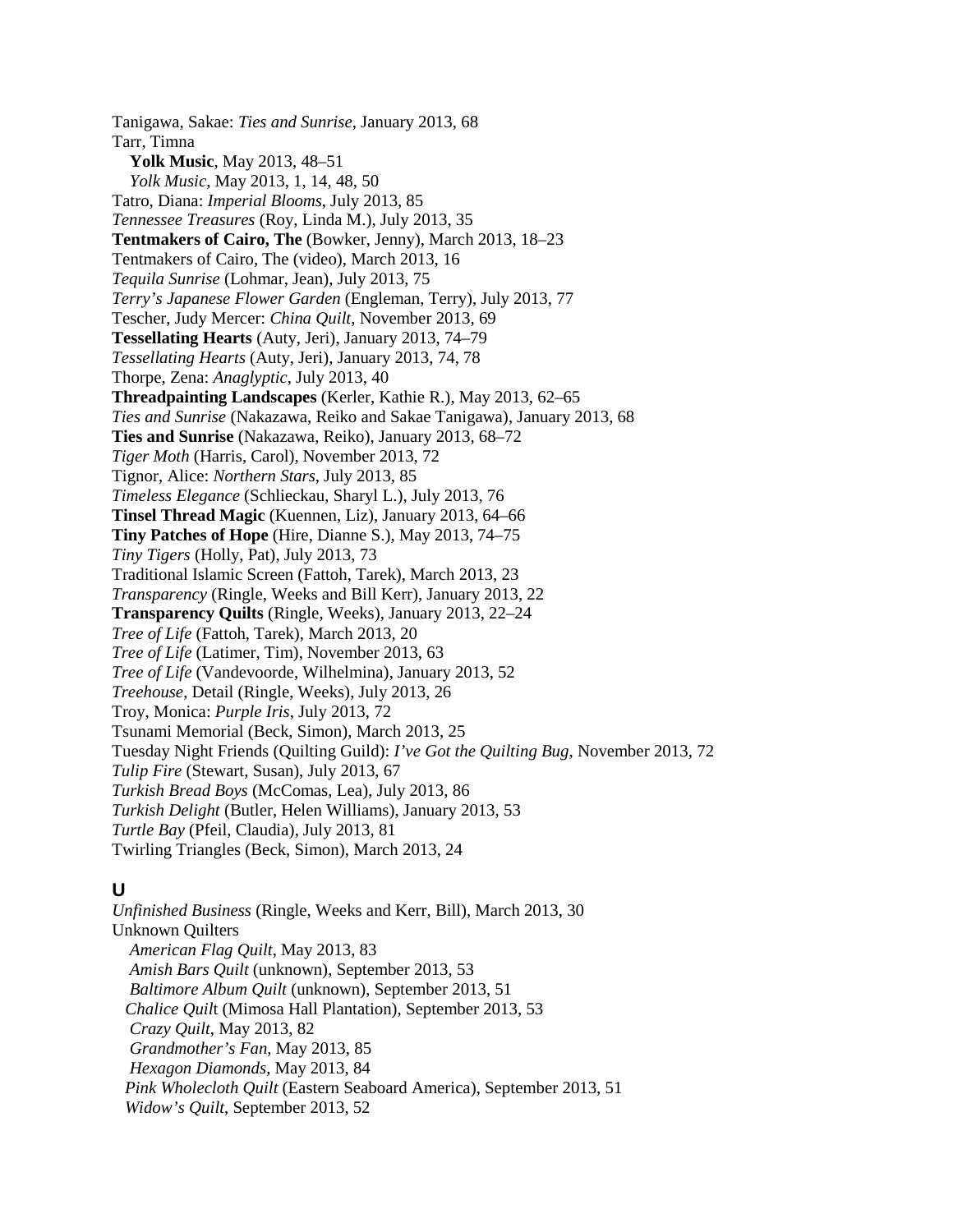Tanigawa, Sakae: *Ties and Sunrise*, January 2013, 68
Tarr, Timna
  **Yolk Music**, May 2013, 48–51
  *Yolk Music*, May 2013, 1, 14, 48, 50
Tatro, Diana: *Imperial Blooms*, July 2013, 85
*Tennessee Treasures* (Roy, Linda M.), July 2013, 35
**Tentmakers of Cairo, The** (Bowker, Jenny), March 2013, 18–23
Tentmakers of Cairo, The (video), March 2013, 16
*Tequila Sunrise* (Lohmar, Jean), July 2013, 75
*Terry's Japanese Flower Garden* (Engleman, Terry), July 2013, 77
Tescher, Judy Mercer: *China Quilt*, November 2013, 69
**Tessellating Hearts** (Auty, Jeri), January 2013, 74–79
*Tessellating Hearts* (Auty, Jeri), January 2013, 74, 78
Thorpe, Zena: *Anaglyptic*, July 2013, 40
**Threadpainting Landscapes** (Kerler, Kathie R.), May 2013, 62–65
*Ties and Sunrise* (Nakazawa, Reiko and Sakae Tanigawa), January 2013, 68
**Ties and Sunrise** (Nakazawa, Reiko), January 2013, 68–72
*Tiger Moth* (Harris, Carol), November 2013, 72
Tignor, Alice: *Northern Stars*, July 2013, 85
*Timeless Elegance* (Schlieckau, Sharyl L.), July 2013, 76
**Tinsel Thread Magic** (Kuennen, Liz), January 2013, 64–66
**Tiny Patches of Hope** (Hire, Dianne S.), May 2013, 74–75
*Tiny Tigers* (Holly, Pat), July 2013, 73
Traditional Islamic Screen (Fattoh, Tarek), March 2013, 23
*Transparency* (Ringle, Weeks and Bill Kerr), January 2013, 22
**Transparency Quilts** (Ringle, Weeks), January 2013, 22–24
*Tree of Life* (Fattoh, Tarek), March 2013, 20
*Tree of Life* (Latimer, Tim), November 2013, 63
*Tree of Life* (Vandevoorde, Wilhelmina), January 2013, 52
*Treehouse*, Detail (Ringle, Weeks), July 2013, 26
Troy, Monica: *Purple Iris*, July 2013, 72
Tsunami Memorial (Beck, Simon), March 2013, 25
Tuesday Night Friends (Quilting Guild): *I've Got the Quilting Bug*, November 2013, 72
*Tulip Fire* (Stewart, Susan), July 2013, 67
*Turkish Bread Boys* (McComas, Lea), July 2013, 86
*Turkish Delight* (Butler, Helen Williams), January 2013, 53
*Turtle Bay* (Pfeil, Claudia), July 2013, 81
Twirling Triangles (Beck, Simon), March 2013, 24

## U

*Unfinished Business* (Ringle, Weeks and Kerr, Bill), March 2013, 30
Unknown Quilters
  *American Flag Quilt*, May 2013, 83
  *Amish Bars Quilt* (unknown), September 2013, 53
  *Baltimore Album Quilt* (unknown), September 2013, 51
  *Chalice Quilt* (Mimosa Hall Plantation), September 2013, 53
  *Crazy Quilt*, May 2013, 82
  *Grandmother's Fan*, May 2013, 85
  *Hexagon Diamonds*, May 2013, 84
  *Pink Wholecloth Quilt* (Eastern Seaboard America), September 2013, 51
  *Widow's Quilt*, September 2013, 52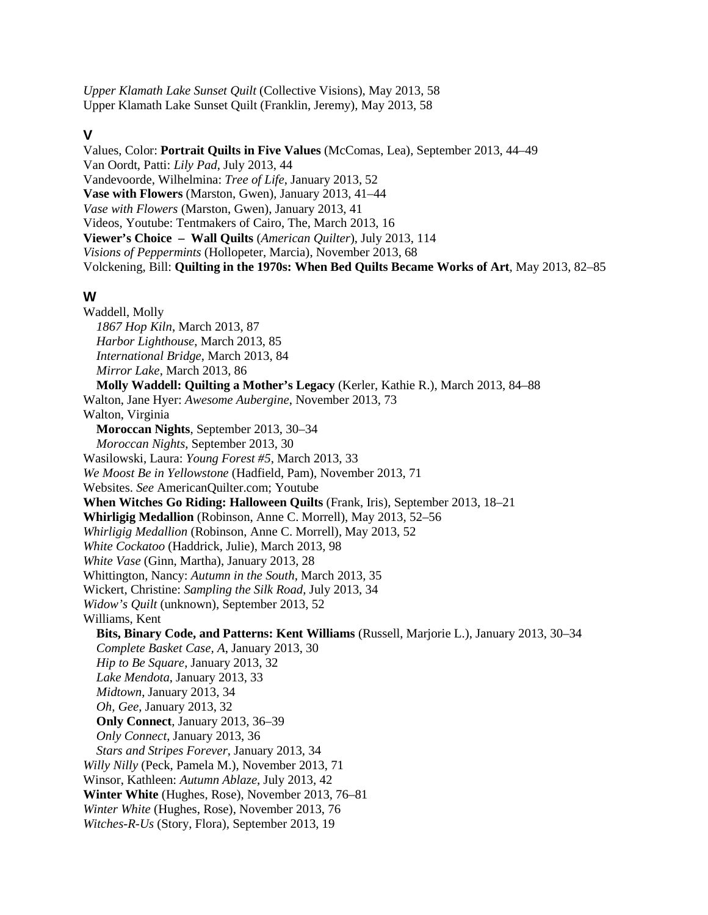*Upper Klamath Lake Sunset Quilt* (Collective Visions), May 2013, 58
Upper Klamath Lake Sunset Quilt (Franklin, Jeremy), May 2013, 58

## V

Values, Color: **Portrait Quilts in Five Values** (McComas, Lea), September 2013, 44–49
Van Oordt, Patti: *Lily Pad*, July 2013, 44
Vandevoorde, Wilhelmina: *Tree of Life*, January 2013, 52
**Vase with Flowers** (Marston, Gwen), January 2013, 41–44
*Vase with Flowers* (Marston, Gwen), January 2013, 41
Videos, Youtube: Tentmakers of Cairo, The, March 2013, 16
**Viewer's Choice – Wall Quilts** (*American Quilter*), July 2013, 114
*Visions of Peppermints* (Hollopeter, Marcia), November 2013, 68
Volckening, Bill: **Quilting in the 1970s: When Bed Quilts Became Works of Art**, May 2013, 82–85

## W

Waddell, Molly
  *1867 Hop Kiln*, March 2013, 87
  *Harbor Lighthouse*, March 2013, 85
  *International Bridge*, March 2013, 84
  *Mirror Lake*, March 2013, 86
  **Molly Waddell: Quilting a Mother's Legacy** (Kerler, Kathie R.), March 2013, 84–88
Walton, Jane Hyer: *Awesome Aubergine*, November 2013, 73
Walton, Virginia
  **Moroccan Nights**, September 2013, 30–34
  *Moroccan Nights*, September 2013, 30
Wasilowski, Laura: *Young Forest #5*, March 2013, 33
*We Moost Be in Yellowstone* (Hadfield, Pam), November 2013, 71
Websites. *See* AmericanQuilter.com; Youtube
**When Witches Go Riding: Halloween Quilts** (Frank, Iris), September 2013, 18–21
**Whirligig Medallion** (Robinson, Anne C. Morrell), May 2013, 52–56
*Whirligig Medallion* (Robinson, Anne C. Morrell), May 2013, 52
*White Cockatoo* (Haddrick, Julie), March 2013, 98
*White Vase* (Ginn, Martha), January 2013, 28
Whittington, Nancy: *Autumn in the South*, March 2013, 35
Wickert, Christine: *Sampling the Silk Road*, July 2013, 34
*Widow's Quilt* (unknown), September 2013, 52
Williams, Kent
  **Bits, Binary Code, and Patterns: Kent Williams** (Russell, Marjorie L.), January 2013, 30–34
  *Complete Basket Case, A*, January 2013, 30
  *Hip to Be Square*, January 2013, 32
  *Lake Mendota*, January 2013, 33
  *Midtown*, January 2013, 34
  *Oh, Gee*, January 2013, 32
  **Only Connect**, January 2013, 36–39
  *Only Connect*, January 2013, 36
  *Stars and Stripes Forever*, January 2013, 34
*Willy Nilly* (Peck, Pamela M.), November 2013, 71
Winsor, Kathleen: *Autumn Ablaze*, July 2013, 42
**Winter White** (Hughes, Rose), November 2013, 76–81
*Winter White* (Hughes, Rose), November 2013, 76
*Witches-R-Us* (Story, Flora), September 2013, 19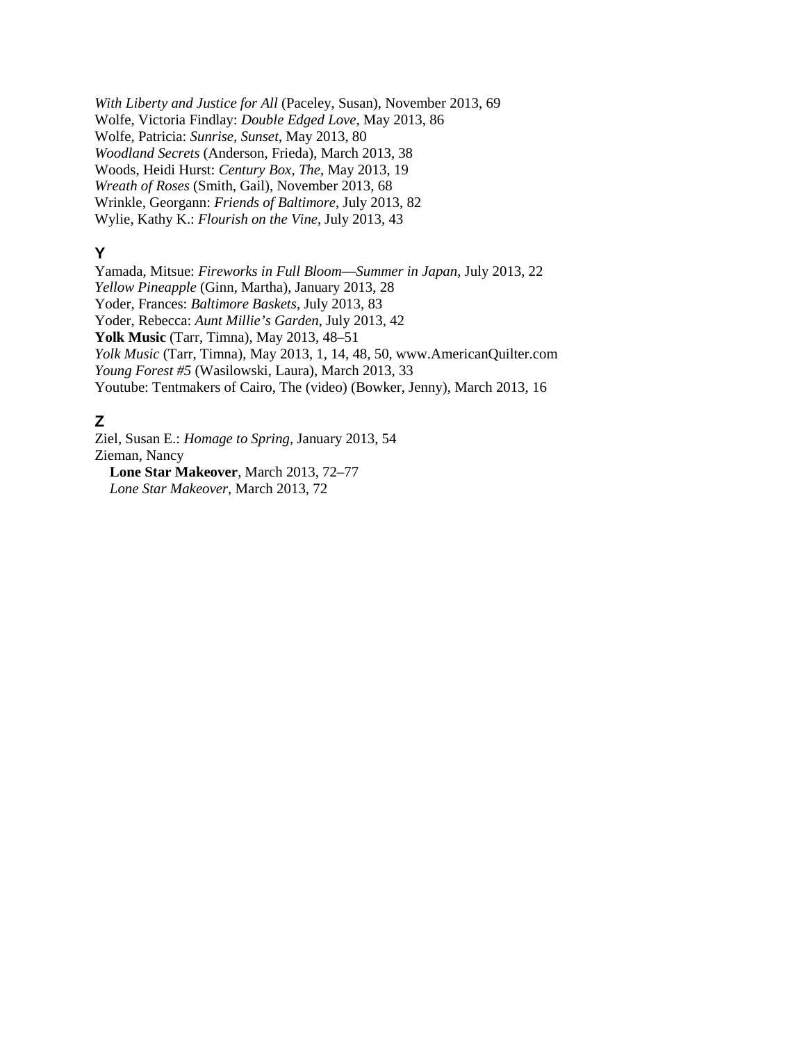*With Liberty and Justice for All* (Paceley, Susan), November 2013, 69
Wolfe, Victoria Findlay: *Double Edged Love*, May 2013, 86
Wolfe, Patricia: *Sunrise, Sunset*, May 2013, 80
*Woodland Secrets* (Anderson, Frieda), March 2013, 38
Woods, Heidi Hurst: *Century Box, The*, May 2013, 19
*Wreath of Roses* (Smith, Gail), November 2013, 68
Wrinkle, Georgann: *Friends of Baltimore*, July 2013, 82
Wylie, Kathy K.: *Flourish on the Vine*, July 2013, 43

## Y

Yamada, Mitsue: *Fireworks in Full Bloom—Summer in Japan*, July 2013, 22
*Yellow Pineapple* (Ginn, Martha), January 2013, 28
Yoder, Frances: *Baltimore Baskets*, July 2013, 83
Yoder, Rebecca: *Aunt Millie's Garden*, July 2013, 42
**Yolk Music** (Tarr, Timna), May 2013, 48–51
*Yolk Music* (Tarr, Timna), May 2013, 1, 14, 48, 50, www.AmericanQuilter.com
*Young Forest #5* (Wasilowski, Laura), March 2013, 33
Youtube: Tentmakers of Cairo, The (video) (Bowker, Jenny), March 2013, 16

## Z

Ziel, Susan E.: *Homage to Spring*, January 2013, 54
Zieman, Nancy
  **Lone Star Makeover**, March 2013, 72–77
  *Lone Star Makeover*, March 2013, 72